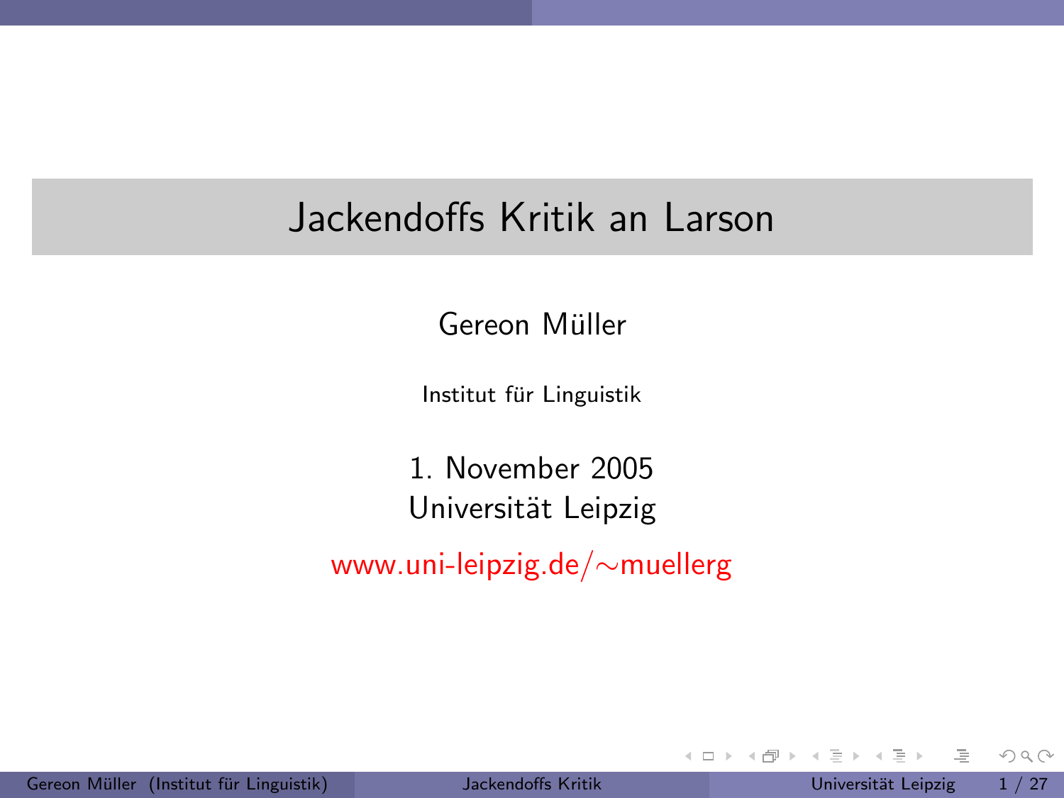# Jackendoffs Kritik an Larson

Gereon Müller

Institut für Linguistik

1. November 2005
Universität Leipzig

www.uni-leipzig.de/∼muellerg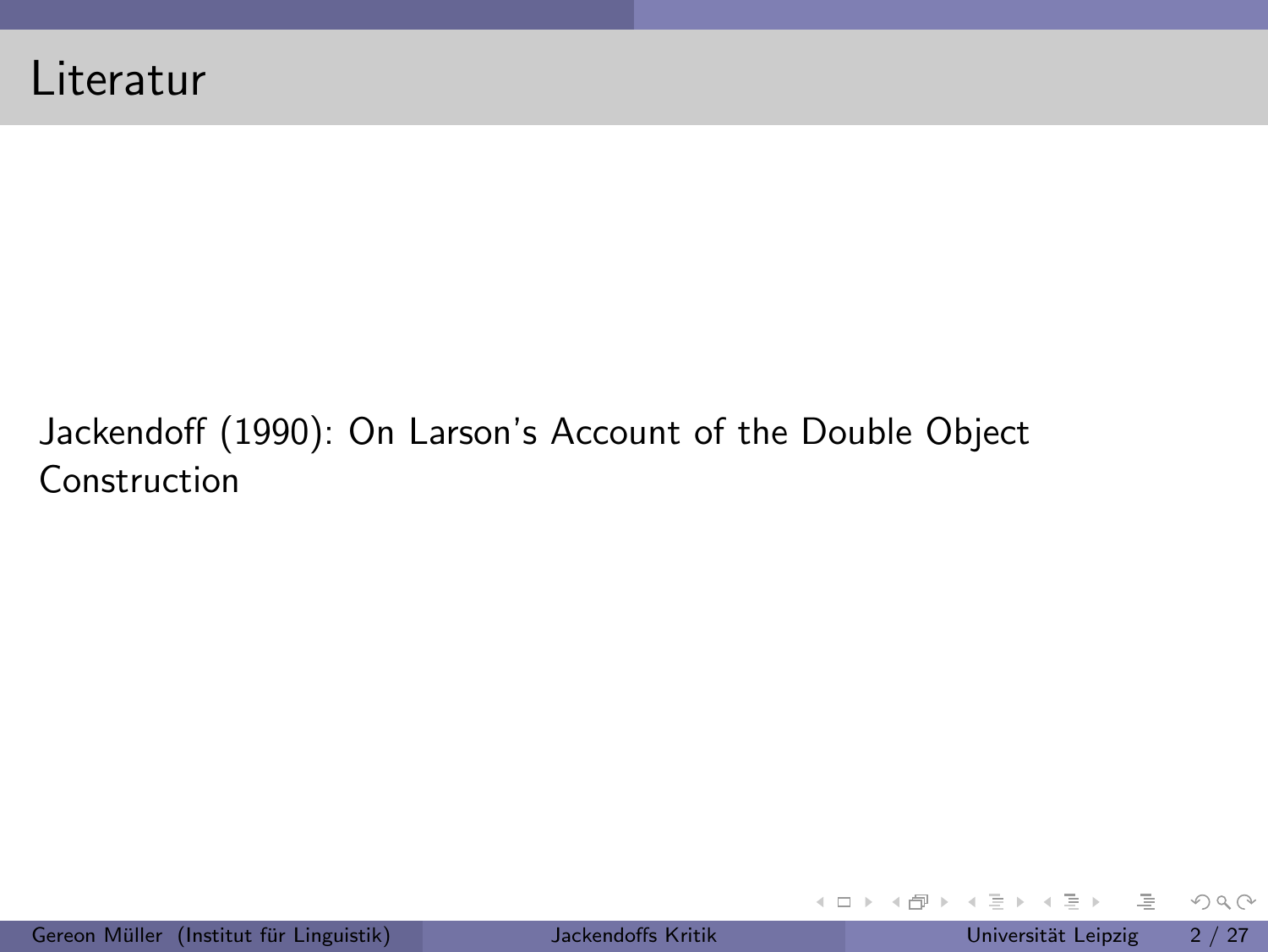# Literatur

Jackendoff (1990): On Larson's Account of the Double Object Construction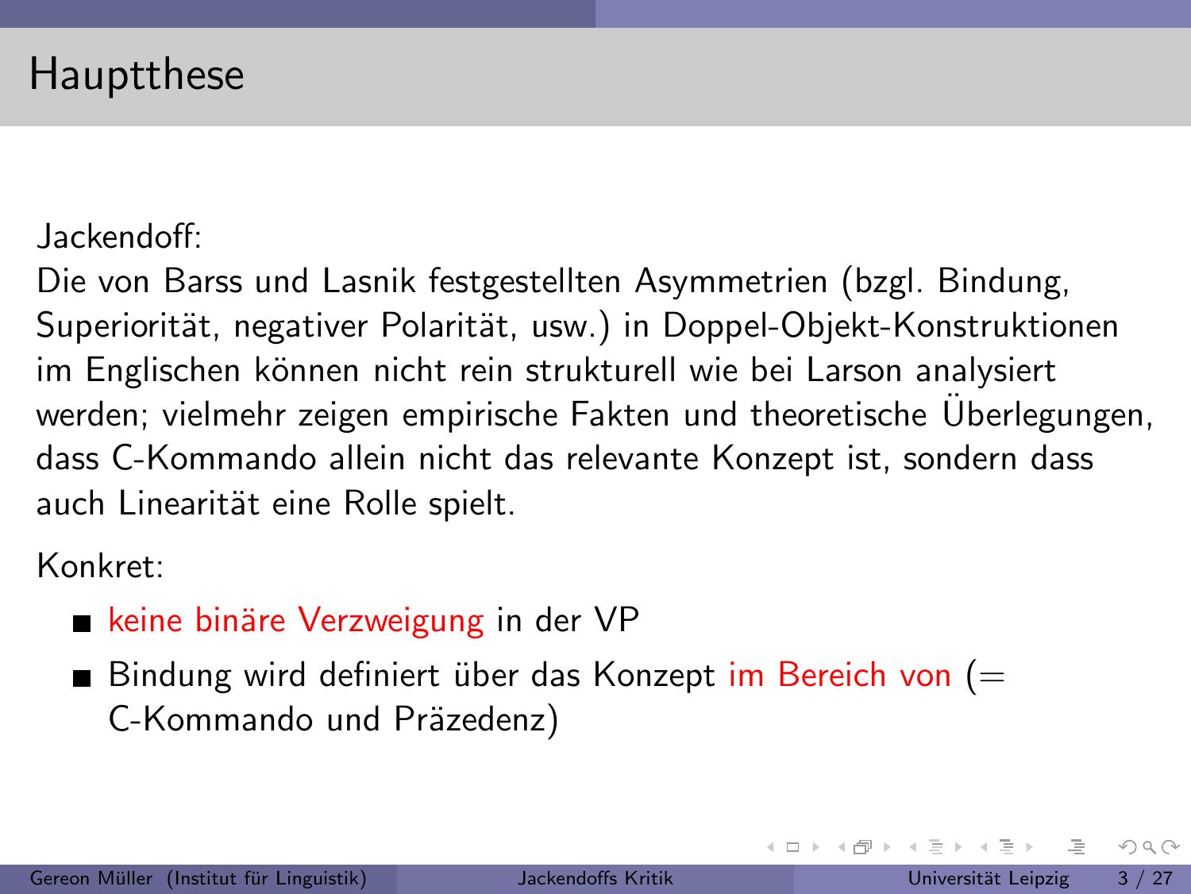# Hauptthese

Jackendoff:
Die von Barss und Lasnik festgestellten Asymmetrien (bzgl. Bindung, Superiorität, negativer Polarität, usw.) in Doppel-Objekt-Konstruktionen im Englischen können nicht rein strukturell wie bei Larson analysiert werden; vielmehr zeigen empirische Fakten und theoretische Überlegungen, dass C-Kommando allein nicht das relevante Konzept ist, sondern dass auch Linearität eine Rolle spielt.

Konkret:

- keine binäre Verzweigung in der VP
- Bindung wird definiert über das Konzept im Bereich von (= C-Kommando und Präzedenz)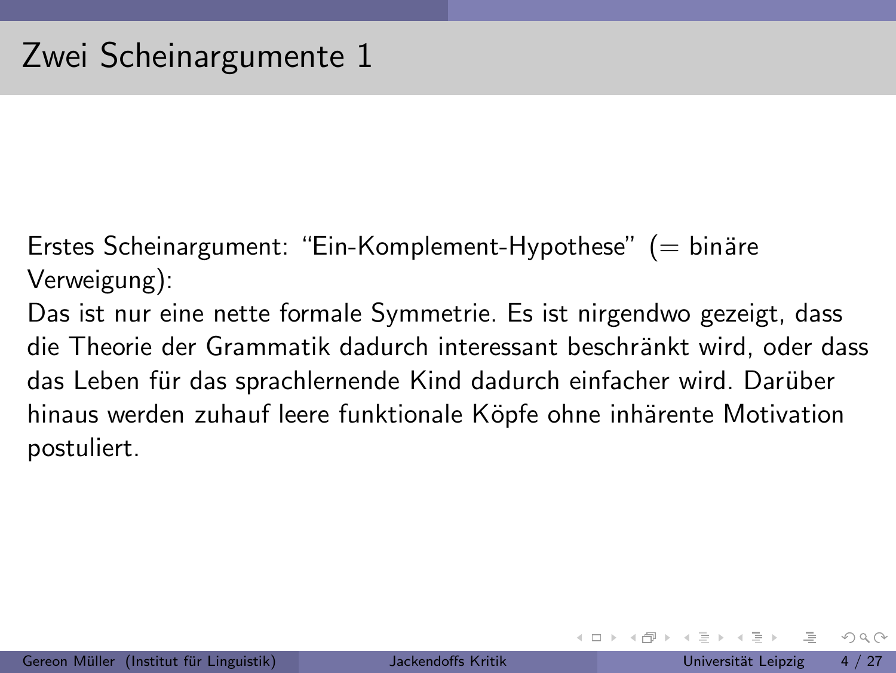# Zwei Scheinargumente 1

Erstes Scheinargument: "Ein-Komplement-Hypothese" (= binäre Verweigung):
Das ist nur eine nette formale Symmetrie. Es ist nirgendwo gezeigt, dass die Theorie der Grammatik dadurch interessant beschränkt wird, oder dass das Leben für das sprachlernende Kind dadurch einfacher wird. Darüber hinaus werden zuhauf leere funktionale Köpfe ohne inhärente Motivation postuliert.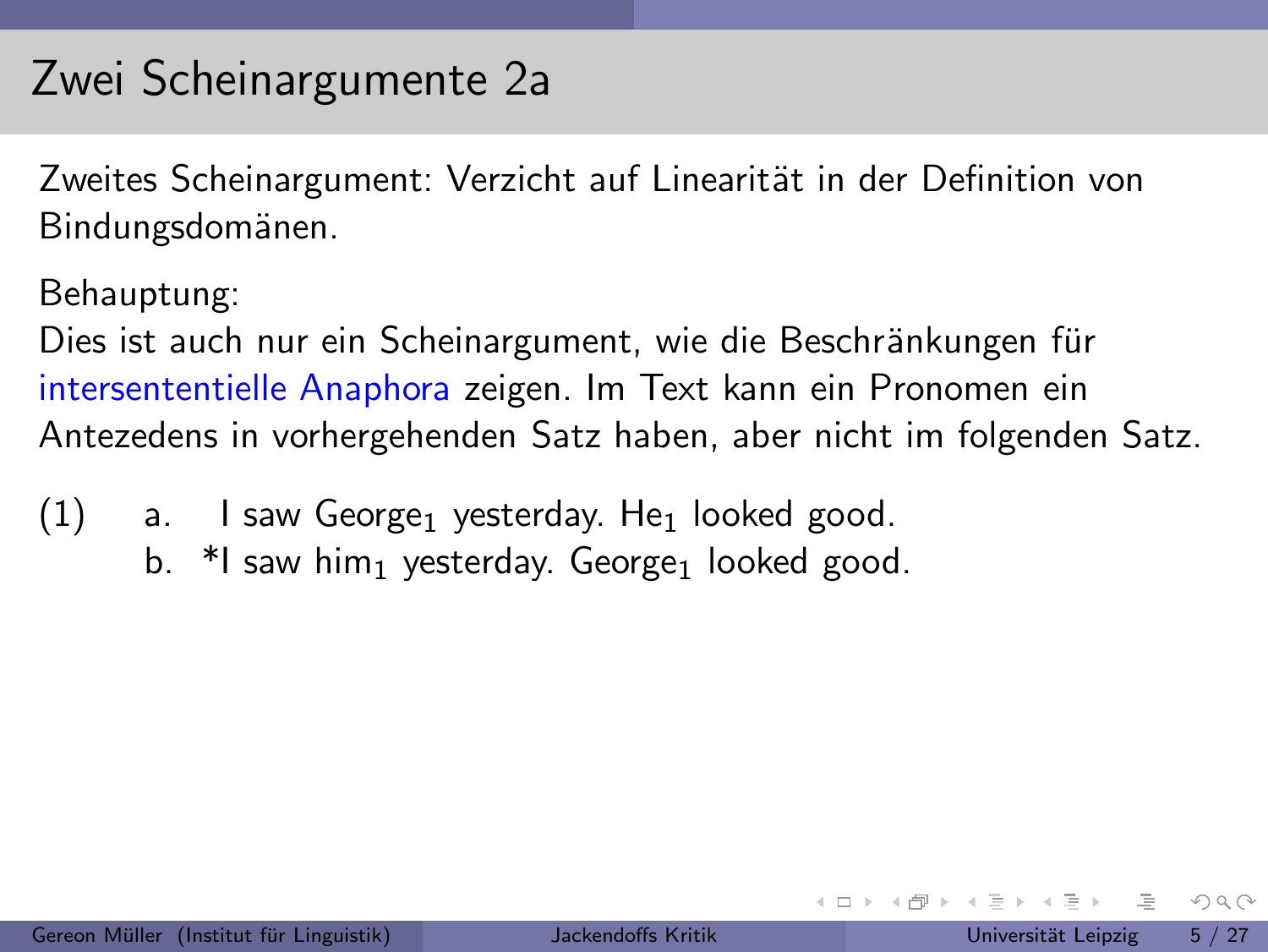# Zwei Scheinargumente 2a

Zweites Scheinargument: Verzicht auf Linearität in der Definition von Bindungsdomänen.

Behauptung:
Dies ist auch nur ein Scheinargument, wie die Beschränkungen für intersententielle Anaphora zeigen. Im Text kann ein Pronomen ein Antezedens in vorhergehenden Satz haben, aber nicht im folgenden Satz.

(1) a. I saw George$_1$ yesterday. He$_1$ looked good.
    b. *I saw him$_1$ yesterday. George$_1$ looked good.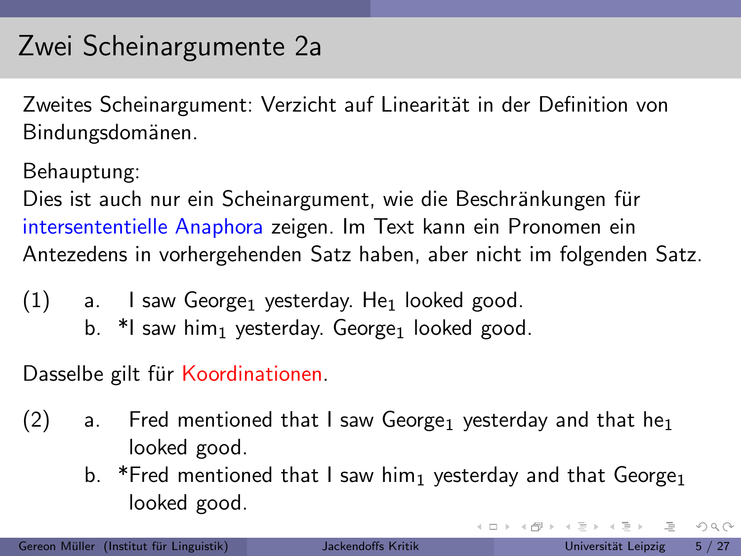# Zwei Scheinargumente 2a

Zweites Scheinargument: Verzicht auf Linearität in der Definition von Bindungsdomänen.

Behauptung:
Dies ist auch nur ein Scheinargument, wie die Beschränkungen für intersententielle Anaphora zeigen. Im Text kann ein Pronomen ein Antezedens in vorhergehenden Satz haben, aber nicht im folgenden Satz.

(1)
a. I saw George$_1$ yesterday. He$_1$ looked good.
b. *I saw him$_1$ yesterday. George$_1$ looked good.

Dasselbe gilt für Koordinationen.

(2)
a. Fred mentioned that I saw George$_1$ yesterday and that he$_1$ looked good.
b. *Fred mentioned that I saw him$_1$ yesterday and that George$_1$ looked good.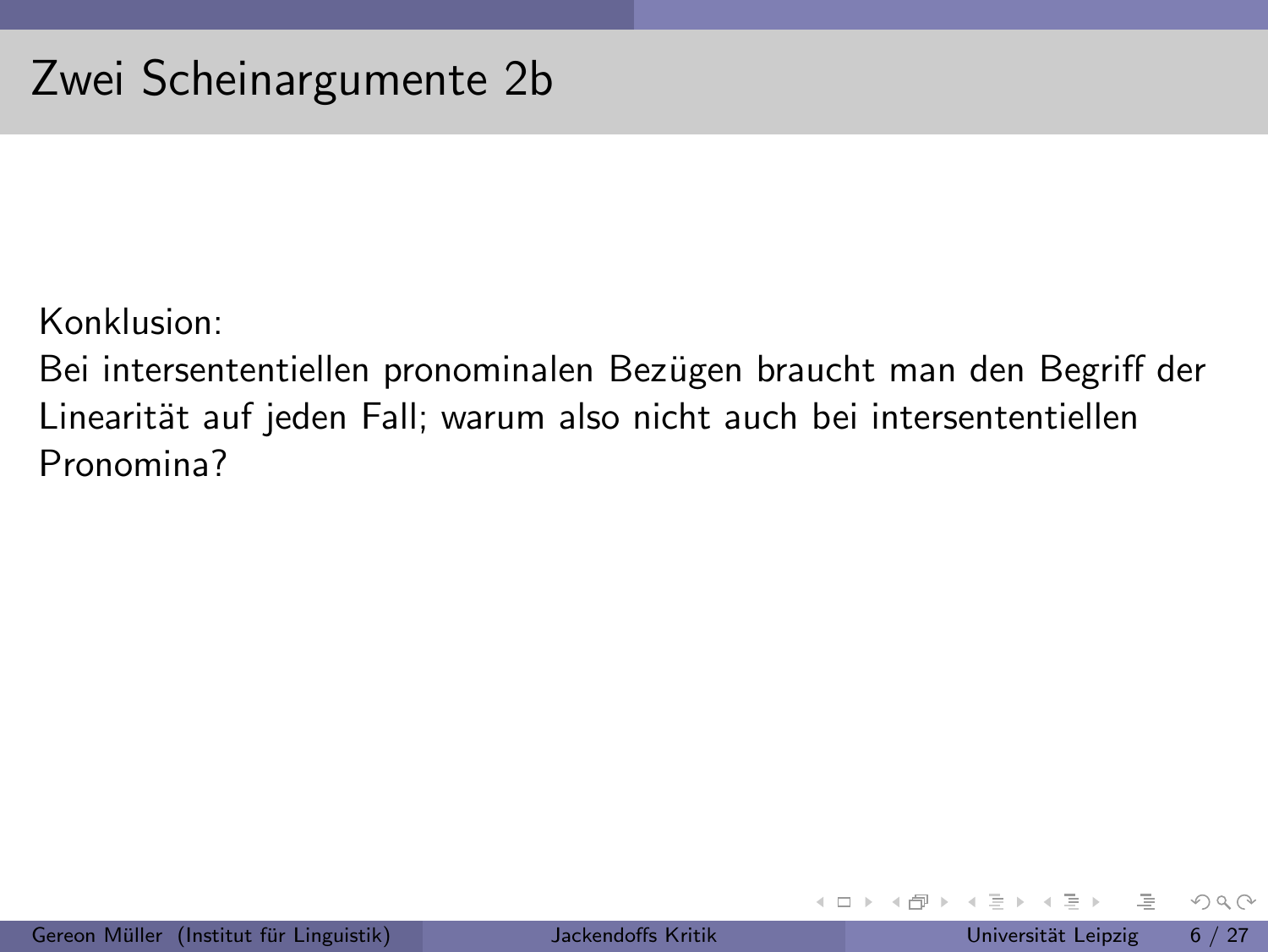# Zwei Scheinargumente 2b

Konklusion:
Bei intersententiellen pronominalen Bezügen braucht man den Begriff der Linearität auf jeden Fall; warum also nicht auch bei intersententiellen Pronomina?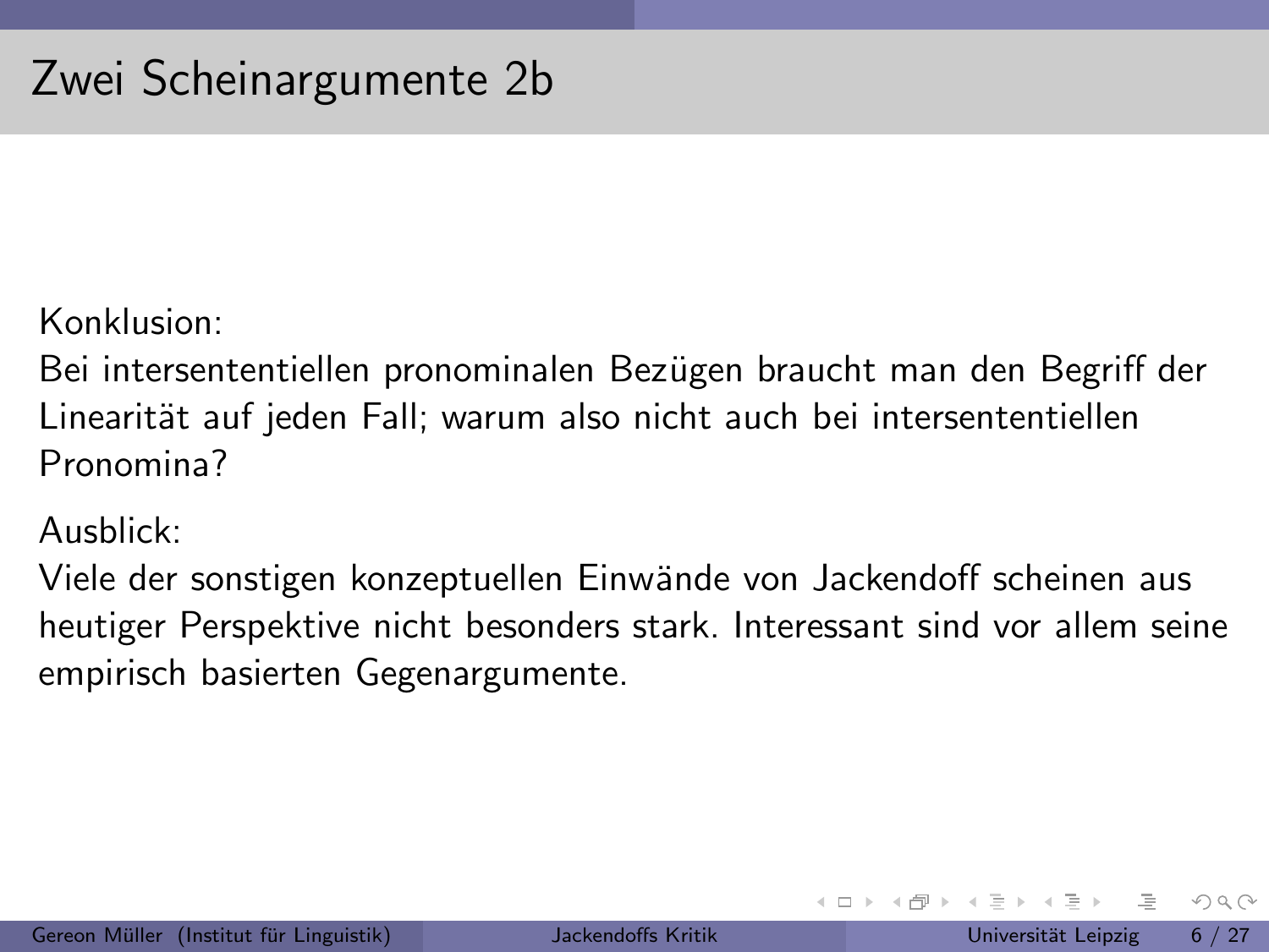# Zwei Scheinargumente 2b

Konklusion:
Bei intersententiellen pronominalen Bezügen braucht man den Begriff der Linearität auf jeden Fall; warum also nicht auch bei intersententiellen Pronomina?

Ausblick:
Viele der sonstigen konzeptuellen Einwände von Jackendoff scheinen aus heutiger Perspektive nicht besonders stark. Interessant sind vor allem seine empirisch basierten Gegenargumente.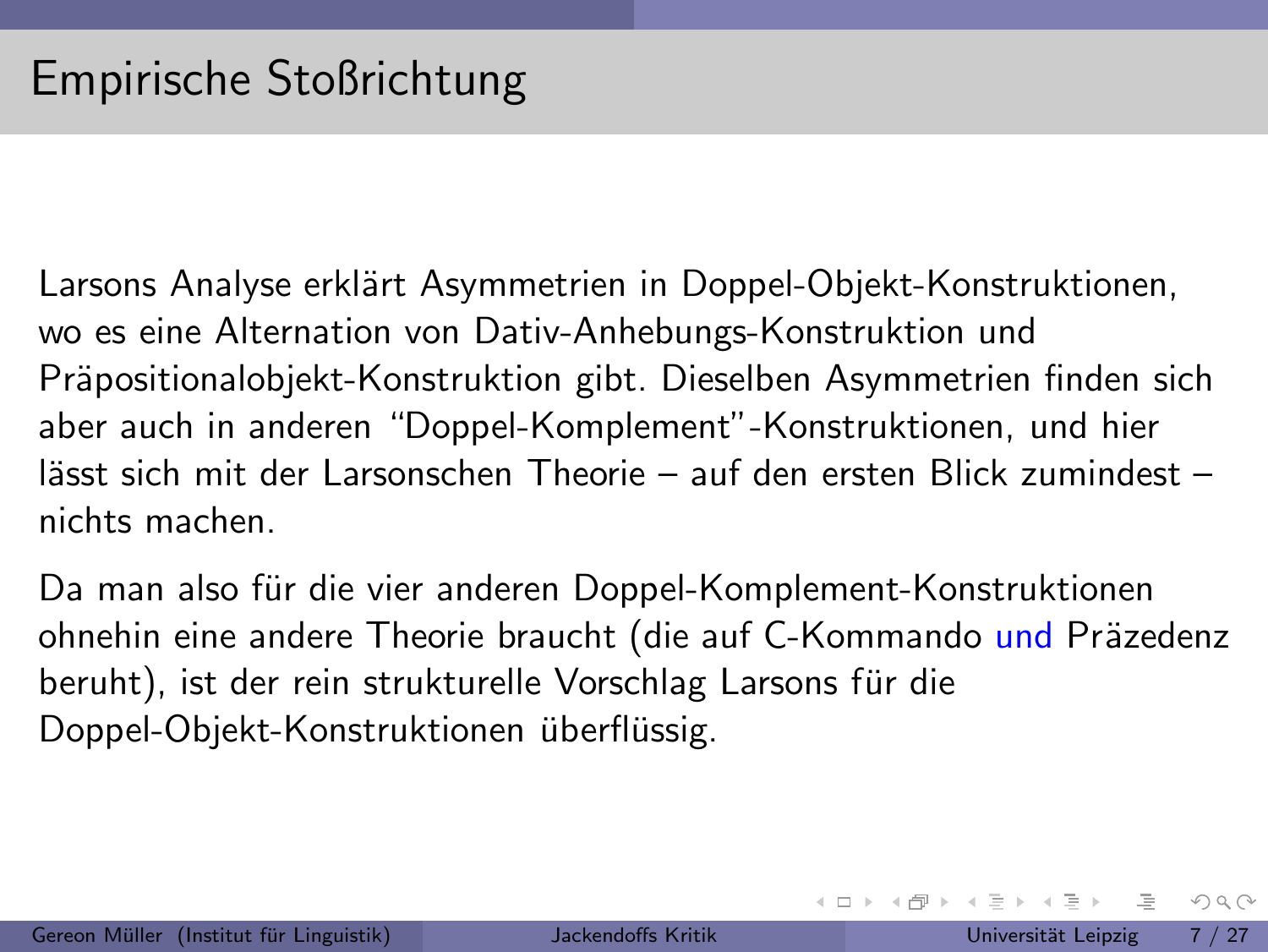# Empirische Stoßrichtung

Larsons Analyse erklärt Asymmetrien in Doppel-Objekt-Konstruktionen, wo es eine Alternation von Dativ-Anhebungs-Konstruktion und Präpositionalobjekt-Konstruktion gibt. Dieselben Asymmetrien finden sich aber auch in anderen "Doppel-Komplement"-Konstruktionen, und hier lässt sich mit der Larsonschen Theorie – auf den ersten Blick zumindest – nichts machen.

Da man also für die vier anderen Doppel-Komplement-Konstruktionen ohnehin eine andere Theorie braucht (die auf C-Kommando und Präzedenz beruht), ist der rein strukturelle Vorschlag Larsons für die Doppel-Objekt-Konstruktionen überflüssig.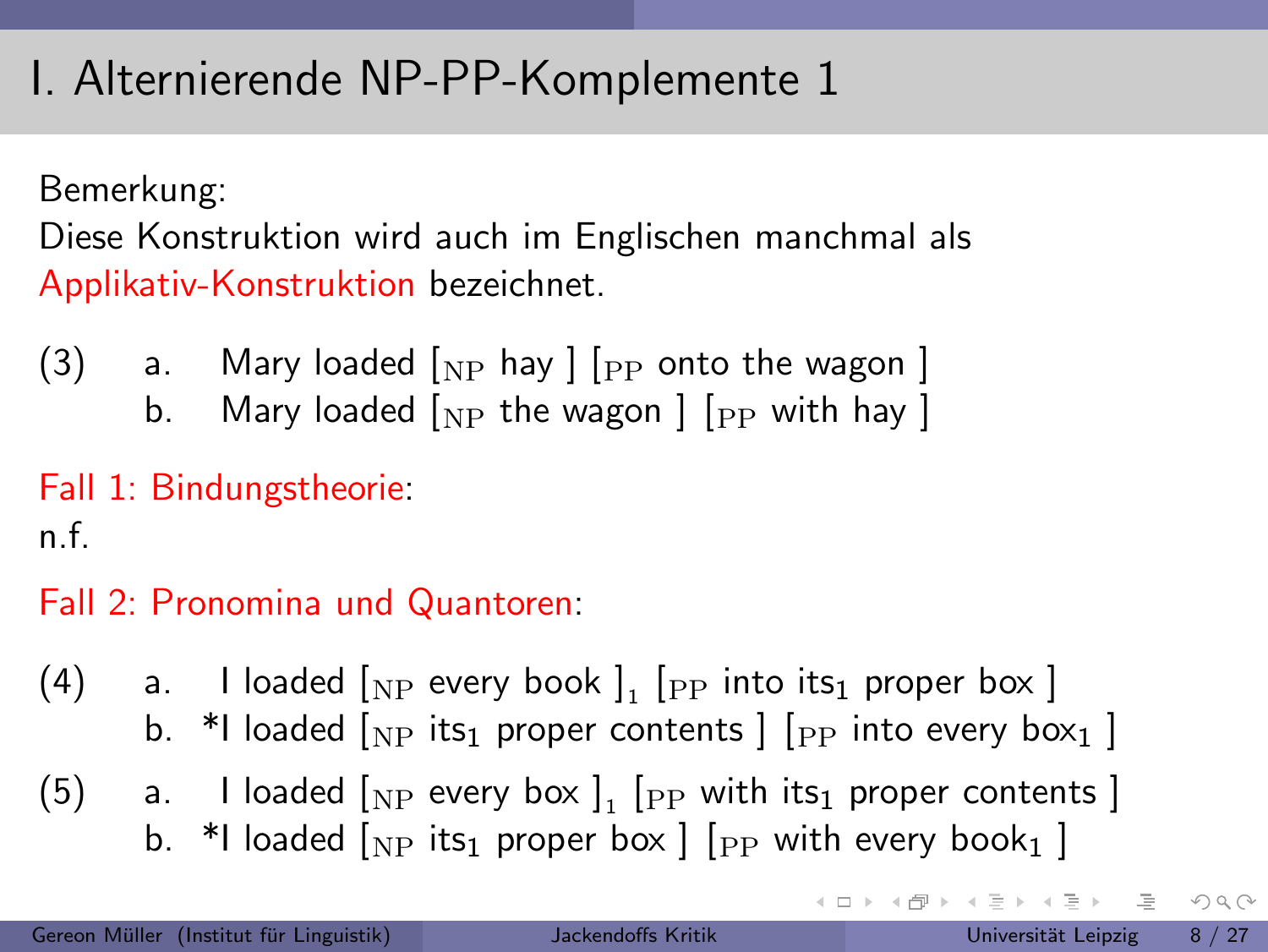# I. Alternierende NP-PP-Komplemente 1

Bemerkung:
Diese Konstruktion wird auch im Englischen manchmal als Applikativ-Konstruktion bezeichnet.

(3)
a. Mary loaded [$_{\text{NP}}$ hay ] [$_{\text{PP}}$ onto the wagon ]
b. Mary loaded [$_{\text{NP}}$ the wagon ] [$_{\text{PP}}$ with hay ]

Fall 1: Bindungstheorie:
n.f.

Fall 2: Pronomina und Quantoren:

(4)
a. I loaded [$_{\text{NP}}$ every book ]$_1$ [$_{\text{PP}}$ into its$_1$ proper box ]
b. *I loaded [$_{\text{NP}}$ its$_1$ proper contents ] [$_{\text{PP}}$ into every box$_1$ ]

(5)
a. I loaded [$_{\text{NP}}$ every box ]$_1$ [$_{\text{PP}}$ with its$_1$ proper contents ]
b. *I loaded [$_{\text{NP}}$ its$_1$ proper box ] [$_{\text{PP}}$ with every book$_1$ ]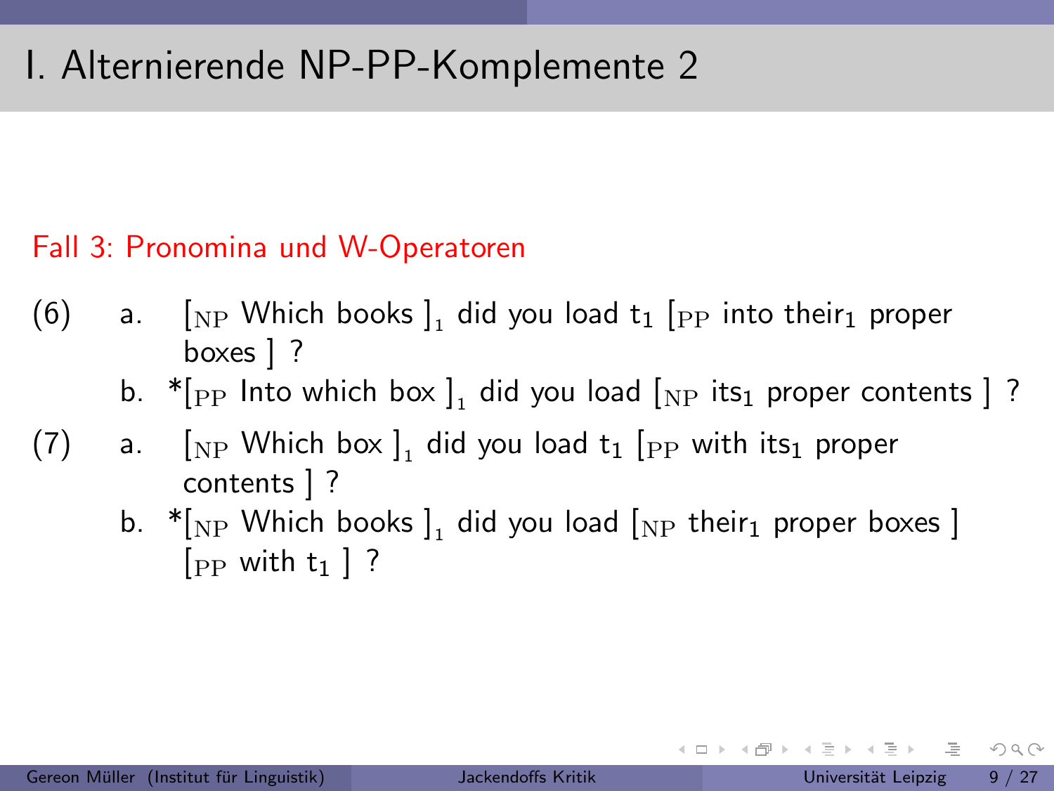# I. Alternierende NP-PP-Komplemente 2

Fall 3: Pronomina und W-Operatoren

(6) a. [$_{\text{NP}}$ Which books ]$_1$ did you load $t_1$ [$_{\text{PP}}$ into their$_1$ proper boxes ] ?

b. *[$_{\text{PP}}$ Into which box ]$_1$ did you load [$_{\text{NP}}$ its$_1$ proper contents ] ?

(7) a. [$_{\text{NP}}$ Which box ]$_1$ did you load $t_1$ [$_{\text{PP}}$ with its$_1$ proper contents ] ?

b. *[$_{\text{NP}}$ Which books ]$_1$ did you load [$_{\text{NP}}$ their$_1$ proper boxes ] [$_{\text{PP}}$ with $t_1$ ] ?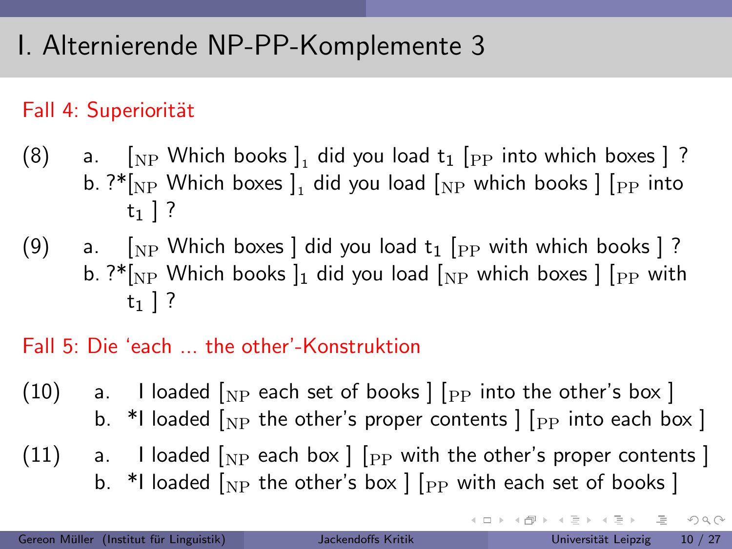# I. Alternierende NP-PP-Komplemente 3

**Fall 4: Superiorität**

(8)
a. [$_{\text{NP}}$ Which books ]$_1$ did you load $t_1$ [$_{\text{PP}}$ into which boxes ] ?
b. ?*[$_{\text{NP}}$ Which boxes ]$_1$ did you load [$_{\text{NP}}$ which books ] [$_{\text{PP}}$ into $t_1$ ] ?

(9)
a. [$_{\text{NP}}$ Which boxes ] did you load $t_1$ [$_{\text{PP}}$ with which books ] ?
b. ?*[$_{\text{NP}}$ Which books ]$_1$ did you load [$_{\text{NP}}$ which boxes ] [$_{\text{PP}}$ with $t_1$ ] ?

**Fall 5: Die 'each ... the other'-Konstruktion**

(10)
a. I loaded [$_{\text{NP}}$ each set of books ] [$_{\text{PP}}$ into the other's box ]
b. *I loaded [$_{\text{NP}}$ the other's proper contents ] [$_{\text{PP}}$ into each box ]

(11)
a. I loaded [$_{\text{NP}}$ each box ] [$_{\text{PP}}$ with the other's proper contents ]
b. *I loaded [$_{\text{NP}}$ the other's box ] [$_{\text{PP}}$ with each set of books ]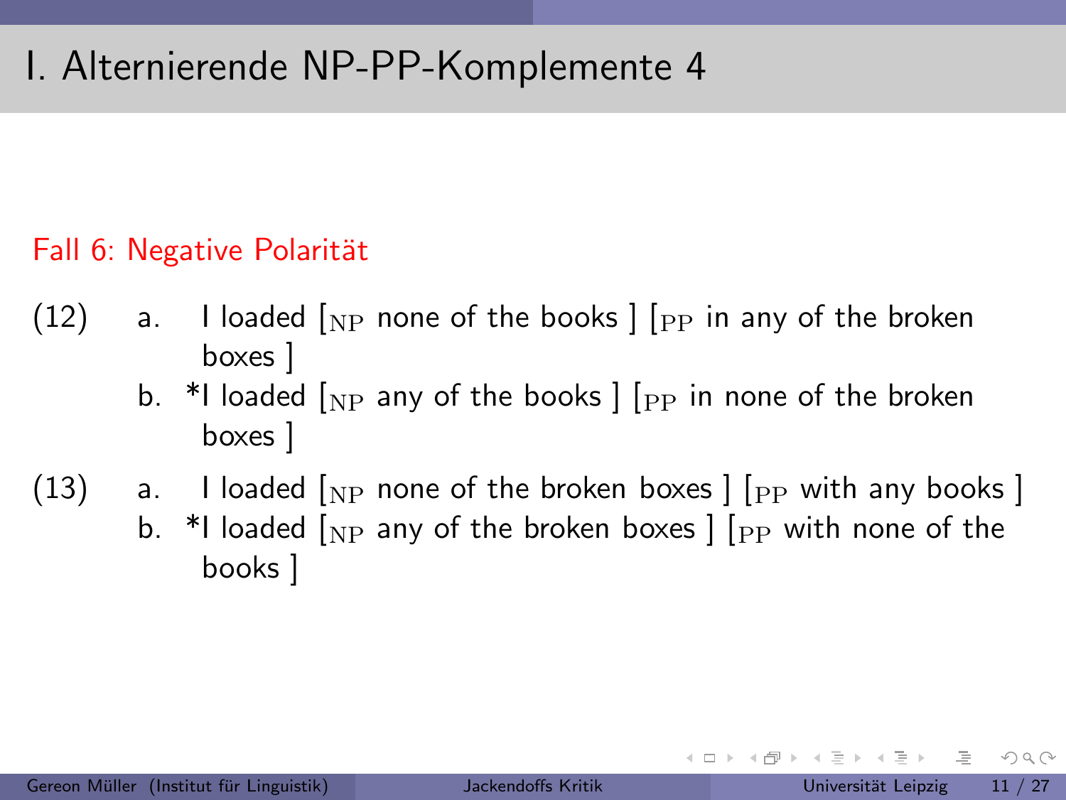# I. Alternierende NP-PP-Komplemente 4

Fall 6: Negative Polarität

(12) a. I loaded [$_{\text{NP}}$ none of the books ] [$_{\text{PP}}$ in any of the broken boxes ]
b. *I loaded [$_{\text{NP}}$ any of the books ] [$_{\text{PP}}$ in none of the broken boxes ]

(13) a. I loaded [$_{\text{NP}}$ none of the broken boxes ] [$_{\text{PP}}$ with any books ]
b. *I loaded [$_{\text{NP}}$ any of the broken boxes ] [$_{\text{PP}}$ with none of the books ]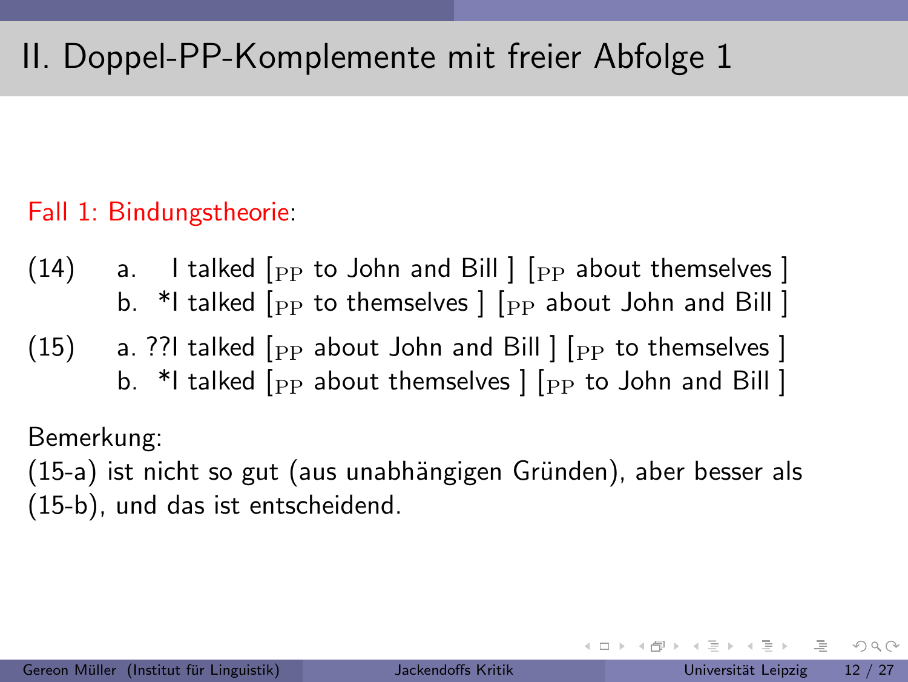# II. Doppel-PP-Komplemente mit freier Abfolge 1

Fall 1: Bindungstheorie:

(14) a. I talked [$_{PP}$ to John and Bill ] [$_{PP}$ about themselves ]
b. *I talked [$_{PP}$ to themselves ] [$_{PP}$ about John and Bill ]

(15) a. ??I talked [$_{PP}$ about John and Bill ] [$_{PP}$ to themselves ]
b. *I talked [$_{PP}$ about themselves ] [$_{PP}$ to John and Bill ]

Bemerkung:
(15-a) ist nicht so gut (aus unabhängigen Gründen), aber besser als (15-b), und das ist entscheidend.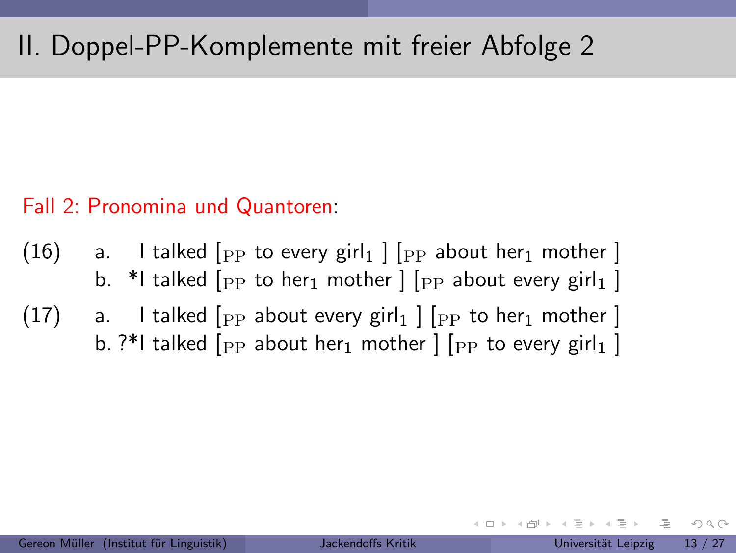# II. Doppel-PP-Komplemente mit freier Abfolge 2

Fall 2: Pronomina und Quantoren:

(16)
a. I talked [$_{\text{PP}}$ to every girl$_1$ ] [$_{\text{PP}}$ about her$_1$ mother ]
b. *I talked [$_{\text{PP}}$ to her$_1$ mother ] [$_{\text{PP}}$ about every girl$_1$ ]

(17)
a. I talked [$_{\text{PP}}$ about every girl$_1$ ] [$_{\text{PP}}$ to her$_1$ mother ]
b. ?*I talked [$_{\text{PP}}$ about her$_1$ mother ] [$_{\text{PP}}$ to every girl$_1$ ]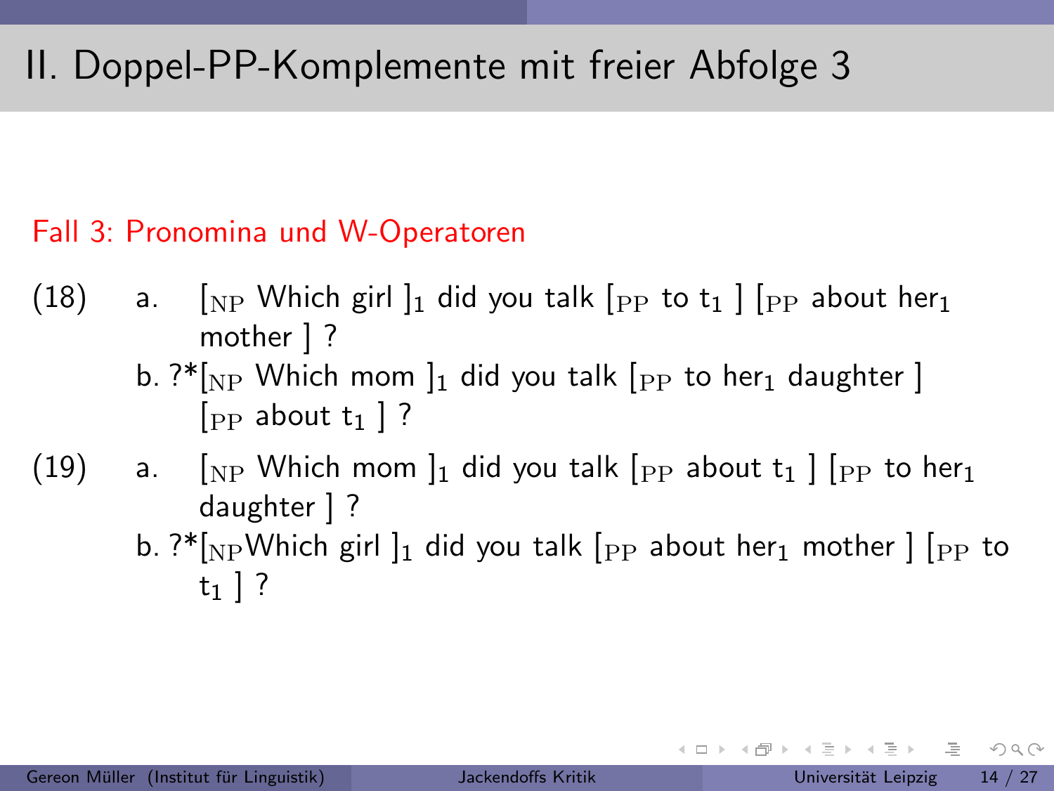# II. Doppel-PP-Komplemente mit freier Abfolge 3

Fall 3: Pronomina und W-Operatoren

(18)
a. [$_{NP}$ Which girl ]$_1$ did you talk [$_{PP}$ to t$_1$ ] [$_{PP}$ about her$_1$ mother ] ?
b. ?*[$_{NP}$ Which mom ]$_1$ did you talk [$_{PP}$ to her$_1$ daughter ] [$_{PP}$ about t$_1$ ] ?

(19)
a. [$_{NP}$ Which mom ]$_1$ did you talk [$_{PP}$ about t$_1$ ] [$_{PP}$ to her$_1$ daughter ] ?
b. ?*[$_{NP}$Which girl ]$_1$ did you talk [$_{PP}$ about her$_1$ mother ] [$_{PP}$ to t$_1$ ] ?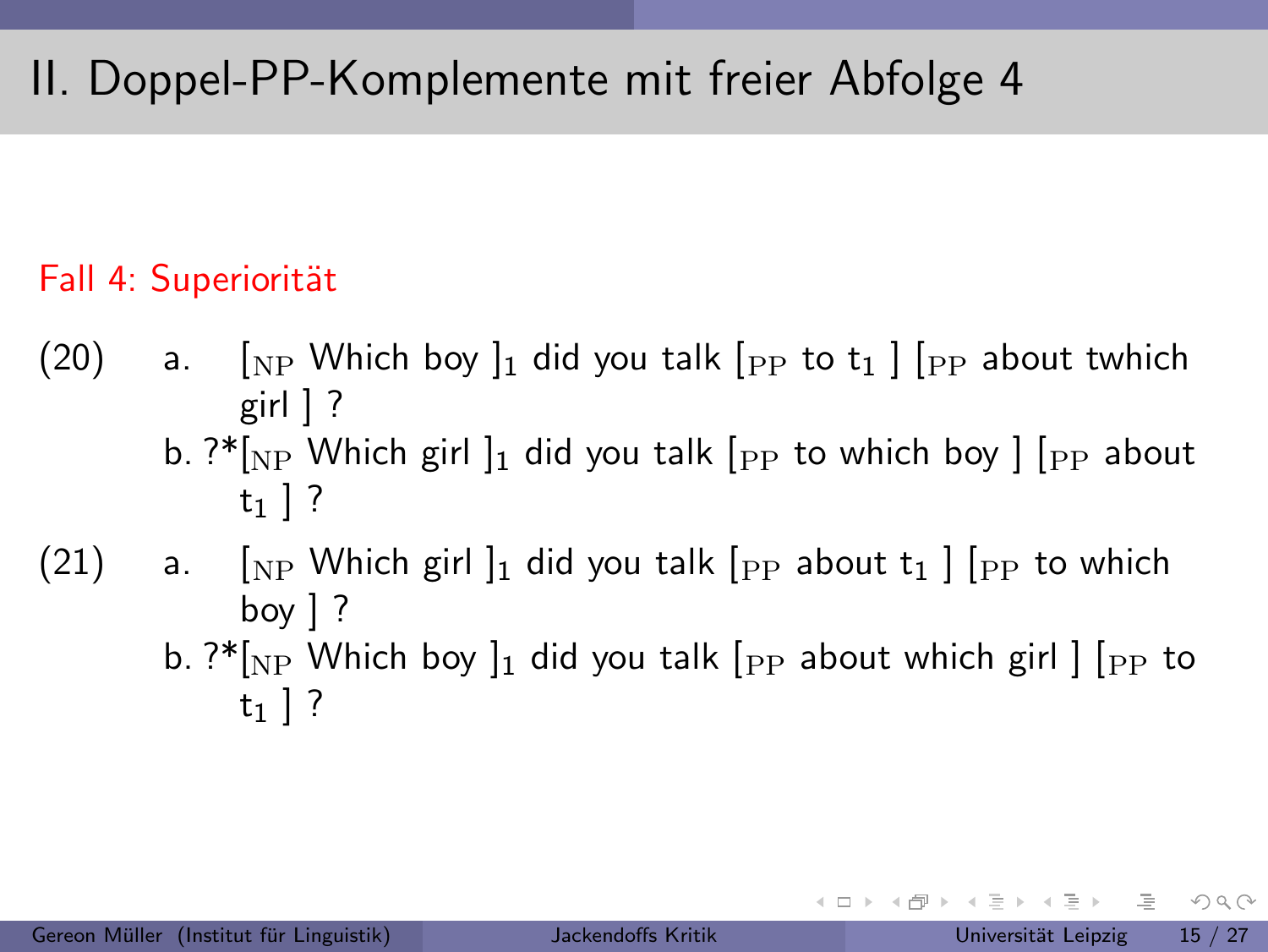# II. Doppel-PP-Komplemente mit freier Abfolge 4

**Fall 4: Superiorität**

(20)
a. [$_{\text{NP}}$ Which boy ]$_1$ did you talk [$_{\text{PP}}$ to $t_1$ ] [$_{\text{PP}}$ about twhich girl ] ?

b. ?*[$_{\text{NP}}$ Which girl ]$_1$ did you talk [$_{\text{PP}}$ to which boy ] [$_{\text{PP}}$ about $t_1$ ] ?

(21)
a. [$_{\text{NP}}$ Which girl ]$_1$ did you talk [$_{\text{PP}}$ about $t_1$ ] [$_{\text{PP}}$ to which boy ] ?

b. ?*[$_{\text{NP}}$ Which boy ]$_1$ did you talk [$_{\text{PP}}$ about which girl ] [$_{\text{PP}}$ to $t_1$ ] ?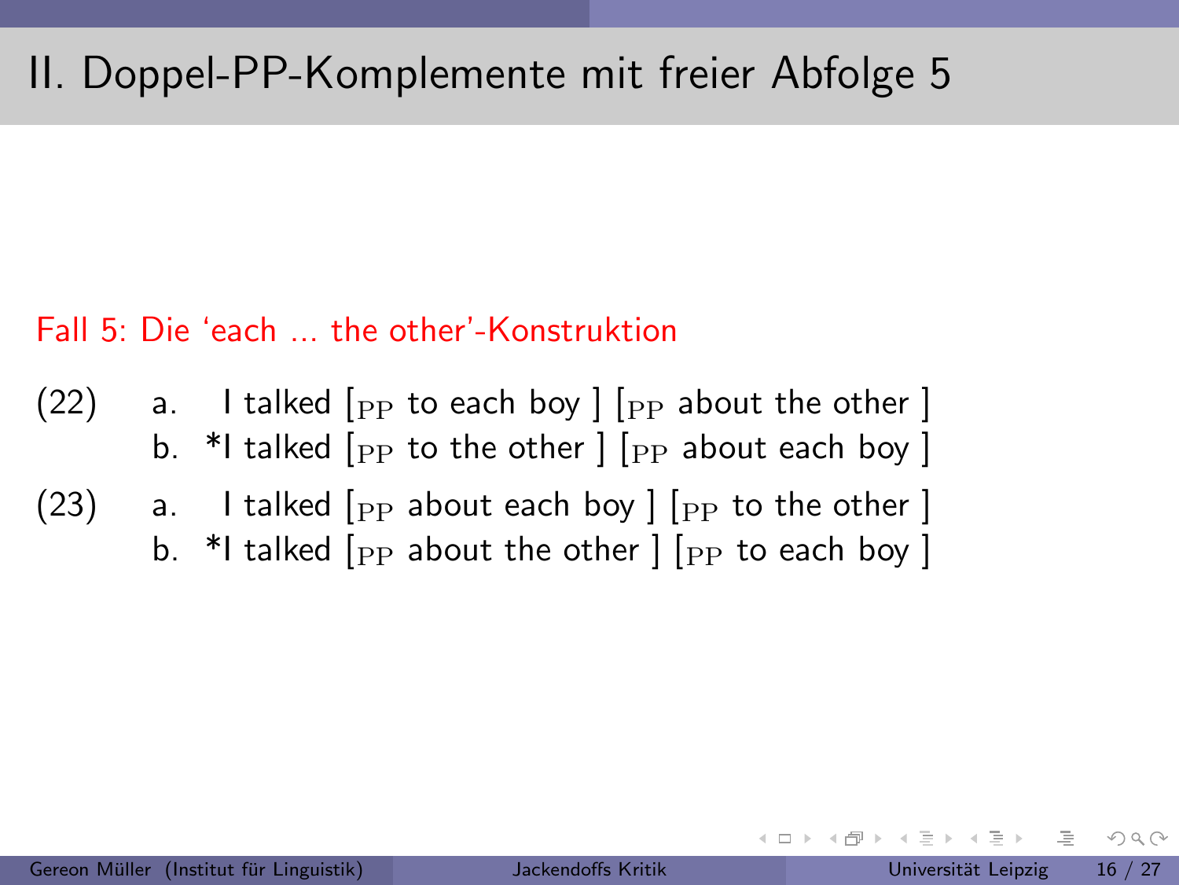# II. Doppel-PP-Komplemente mit freier Abfolge 5

Fall 5: Die 'each ... the other'-Konstruktion

(22)
   a. I talked [$_{\text{PP}}$ to each boy ] [$_{\text{PP}}$ about the other ]
   b. *I talked [$_{\text{PP}}$ to the other ] [$_{\text{PP}}$ about each boy ]

(23)
   a. I talked [$_{\text{PP}}$ about each boy ] [$_{\text{PP}}$ to the other ]
   b. *I talked [$_{\text{PP}}$ about the other ] [$_{\text{PP}}$ to each boy ]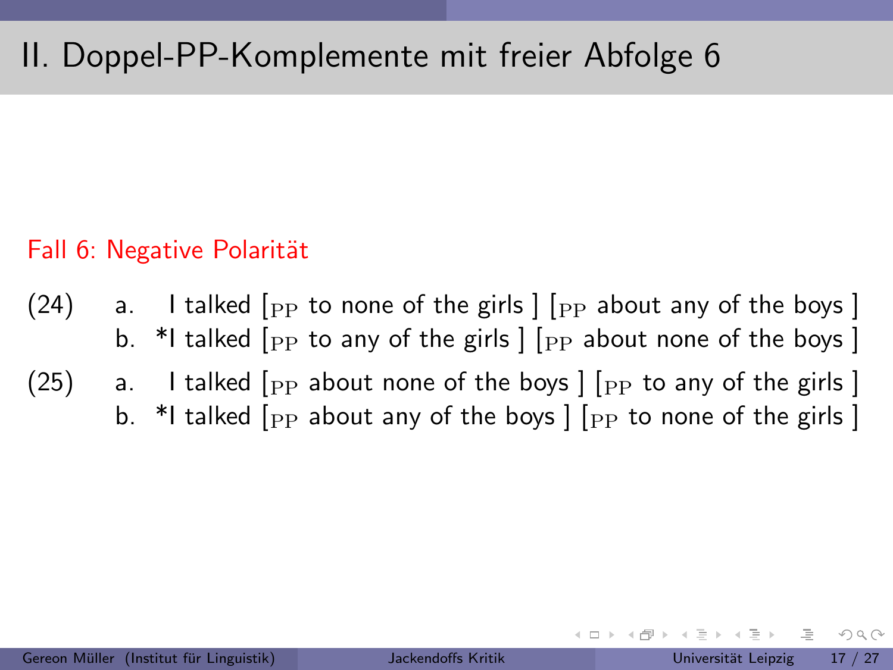# II. Doppel-PP-Komplemente mit freier Abfolge 6

Fall 6: Negative Polarität

(24)
a. I talked [$_{PP}$ to none of the girls ] [$_{PP}$ about any of the boys ]
b. *I talked [$_{PP}$ to any of the girls ] [$_{PP}$ about none of the boys ]

(25)
a. I talked [$_{PP}$ about none of the boys ] [$_{PP}$ to any of the girls ]
b. *I talked [$_{PP}$ about any of the boys ] [$_{PP}$ to none of the girls ]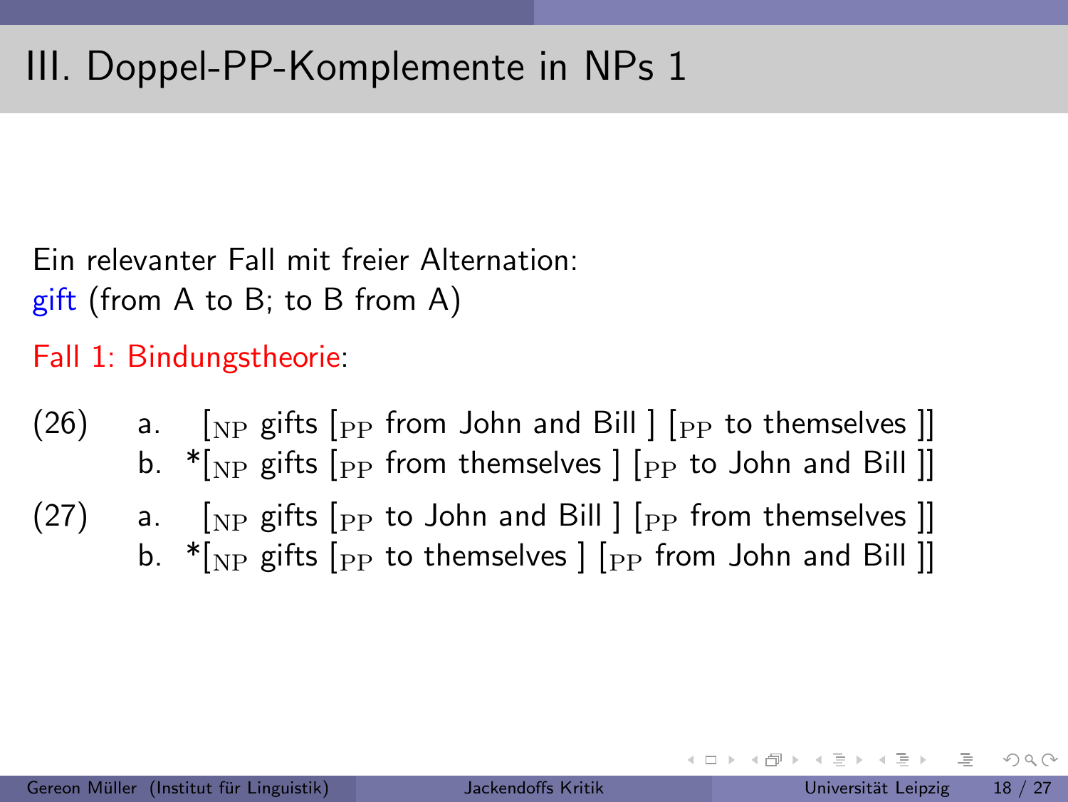# III. Doppel-PP-Komplemente in NPs 1

Ein relevanter Fall mit freier Alternation:
gift (from A to B; to B from A)

Fall 1: Bindungstheorie:

(26)
a. [$_{NP}$ gifts [$_{PP}$ from John and Bill ] [$_{PP}$ to themselves ]]
b. *[$_{NP}$ gifts [$_{PP}$ from themselves ] [$_{PP}$ to John and Bill ]]

(27)
a. [$_{NP}$ gifts [$_{PP}$ to John and Bill ] [$_{PP}$ from themselves ]]
b. *[$_{NP}$ gifts [$_{PP}$ to themselves ] [$_{PP}$ from John and Bill ]]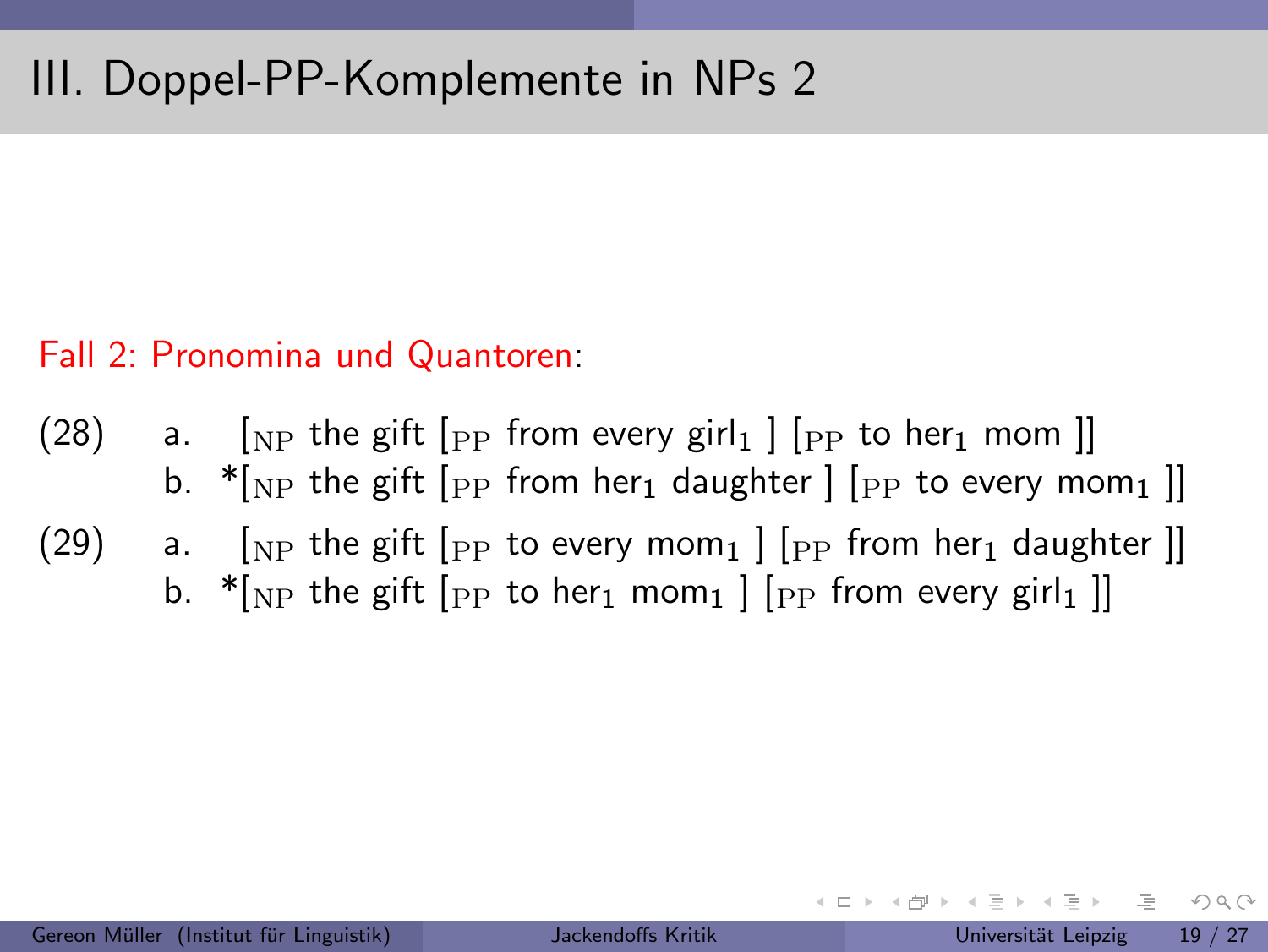# III. Doppel-PP-Komplemente in NPs 2

Fall 2: Pronomina und Quantoren:

(28) a. [$_{NP}$ the gift [$_{PP}$ from every girl$_1$ ] [$_{PP}$ to her$_1$ mom ]]

b. *[$_{NP}$ the gift [$_{PP}$ from her$_1$ daughter ] [$_{PP}$ to every mom$_1$ ]]

(29) a. [$_{NP}$ the gift [$_{PP}$ to every mom$_1$ ] [$_{PP}$ from her$_1$ daughter ]]

b. *[$_{NP}$ the gift [$_{PP}$ to her$_1$ mom$_1$ ] [$_{PP}$ from every girl$_1$ ]]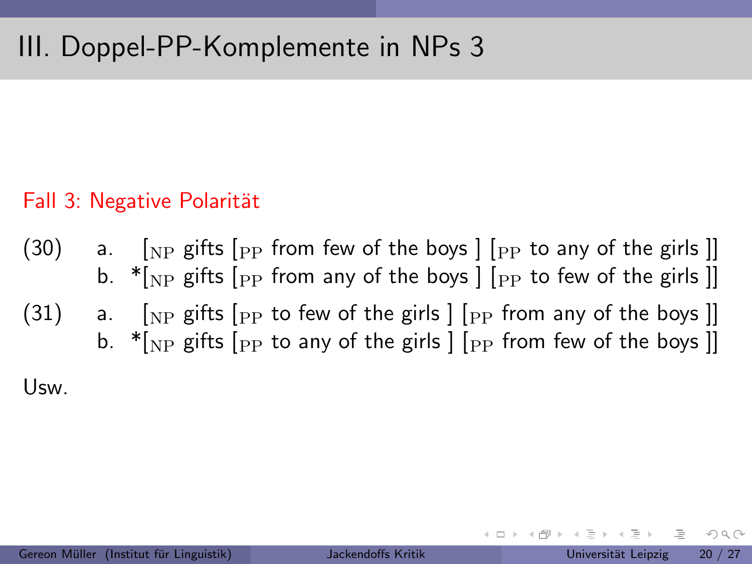# III. Doppel-PP-Komplemente in NPs 3

Fall 3: Negative Polarität

(30)
a. [$_{\text{NP}}$ gifts [$_{\text{PP}}$ from few of the boys ] [$_{\text{PP}}$ to any of the girls ]]
b. *[$_{\text{NP}}$ gifts [$_{\text{PP}}$ from any of the boys ] [$_{\text{PP}}$ to few of the girls ]]

(31)
a. [$_{\text{NP}}$ gifts [$_{\text{PP}}$ to few of the girls ] [$_{\text{PP}}$ from any of the boys ]]
b. *[$_{\text{NP}}$ gifts [$_{\text{PP}}$ to any of the girls ] [$_{\text{PP}}$ from few of the boys ]]

Usw.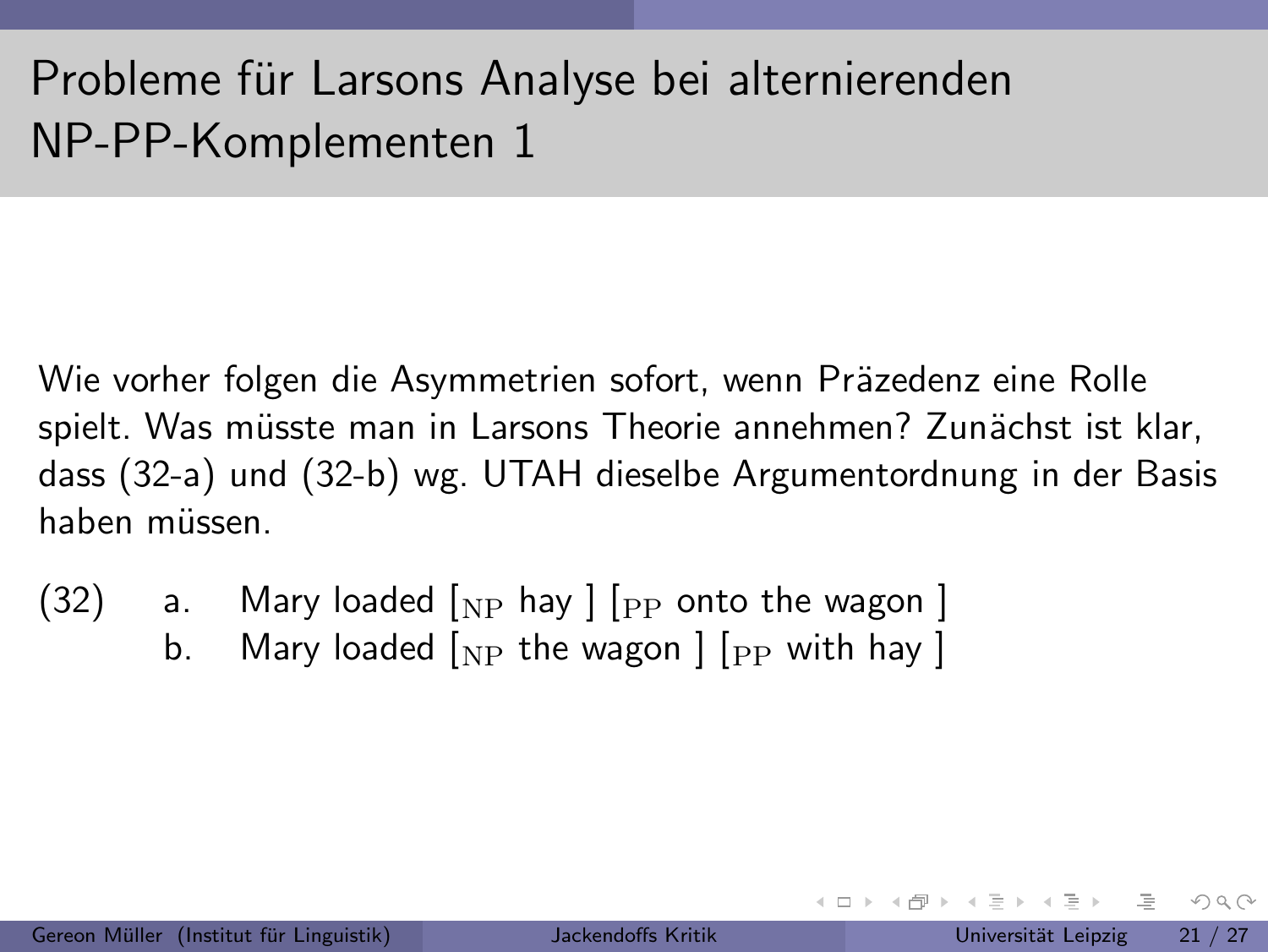# Probleme für Larsons Analyse bei alternierenden NP-PP-Komplementen 1

Wie vorher folgen die Asymmetrien sofort, wenn Präzedenz eine Rolle spielt. Was müsste man in Larsons Theorie annehmen? Zunächst ist klar, dass (32-a) und (32-b) wg. UTAH dieselbe Argumentordnung in der Basis haben müssen.

(32)
   a. Mary loaded [$_{\text{NP}}$ hay ] [$_{\text{PP}}$ onto the wagon ]
   b. Mary loaded [$_{\text{NP}}$ the wagon ] [$_{\text{PP}}$ with hay ]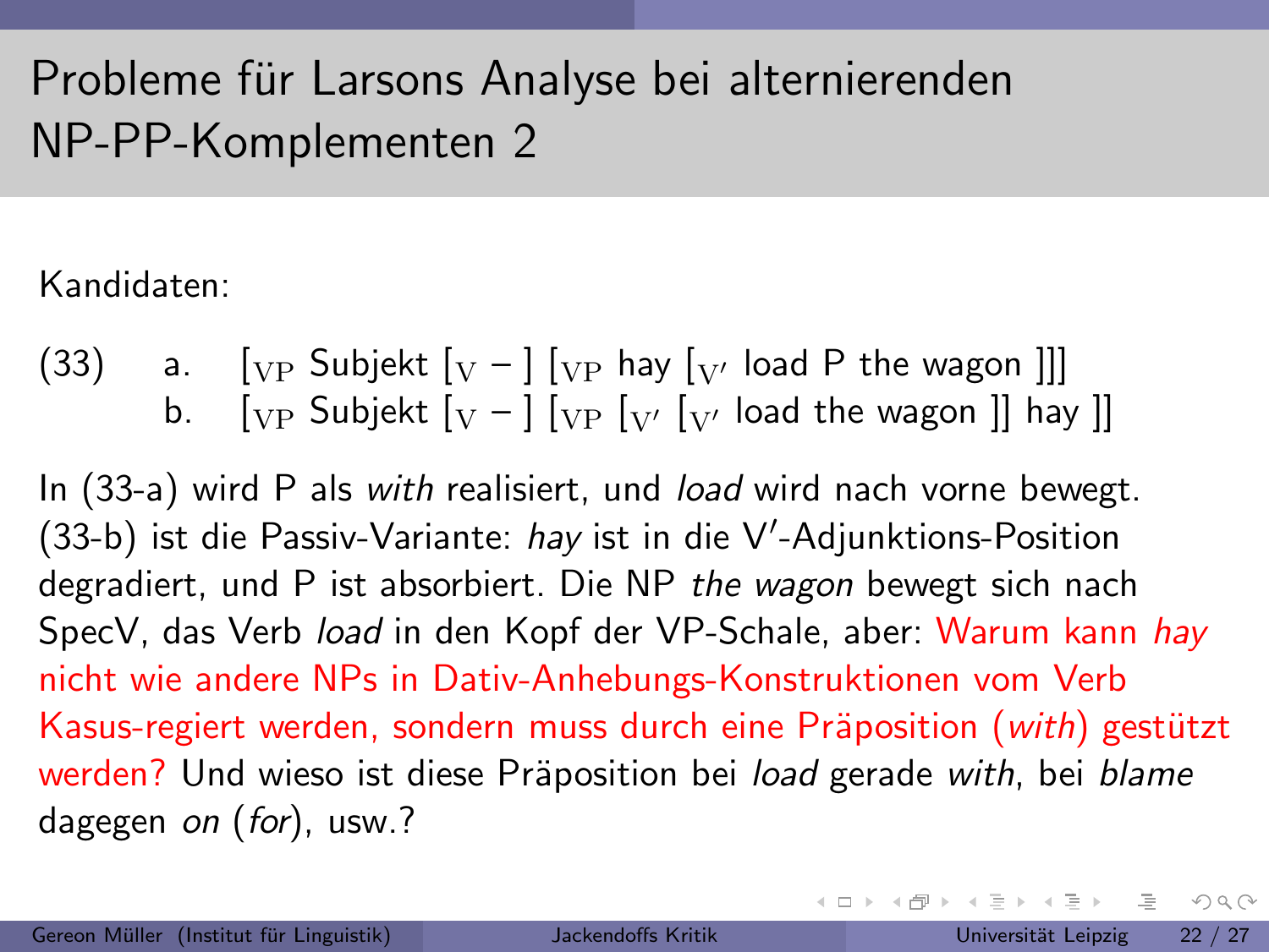# Probleme für Larsons Analyse bei alternierenden NP-PP-Komplementen 2

Kandidaten:

(33)
   a. [$_{\mathrm{VP}}$ Subjekt [$_{\mathrm{V}}$ – ] [$_{\mathrm{VP}}$ hay [$_{\mathrm{V'}}$ load P the wagon ]]]
   b. [$_{\mathrm{VP}}$ Subjekt [$_{\mathrm{V}}$ – ] [$_{\mathrm{VP}}$ [$_{\mathrm{V'}}$ [$_{\mathrm{V'}}$ load the wagon ]] hay ]]

In (33-a) wird P als *with* realisiert, und *load* wird nach vorne bewegt. (33-b) ist die Passiv-Variante: *hay* ist in die V′-Adjunktions-Position degradiert, und P ist absorbiert. Die NP *the wagon* bewegt sich nach SpecV, das Verb *load* in den Kopf der VP-Schale, aber: Warum kann *hay* nicht wie andere NPs in Dativ-Anhebungs-Konstruktionen vom Verb Kasus-regiert werden, sondern muss durch eine Präposition (*with*) gestützt werden? Und wieso ist diese Präposition bei *load* gerade *with*, bei *blame* dagegen *on* (*for*), usw.?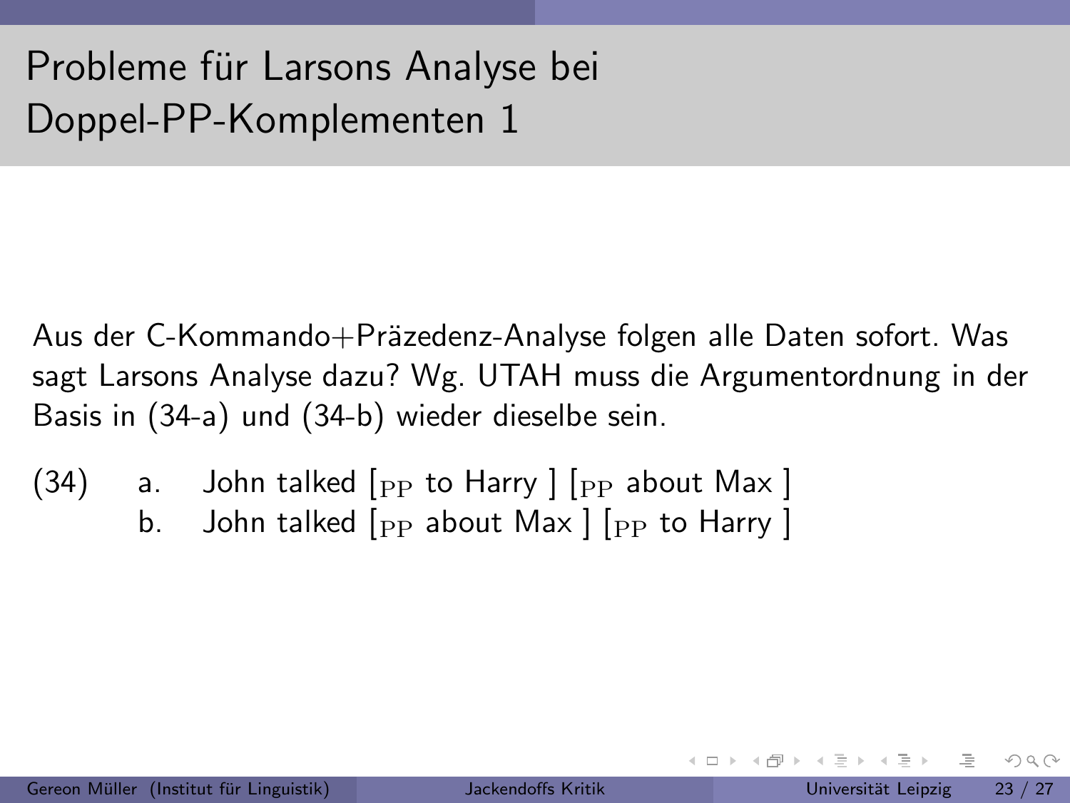# Probleme für Larsons Analyse bei Doppel-PP-Komplementen 1

Aus der C-Kommando+Präzedenz-Analyse folgen alle Daten sofort. Was sagt Larsons Analyse dazu? Wg. UTAH muss die Argumentordnung in der Basis in (34-a) und (34-b) wieder dieselbe sein.

(34)
  a. John talked [$_{\mathrm{PP}}$ to Harry ] [$_{\mathrm{PP}}$ about Max ]
  b. John talked [$_{\mathrm{PP}}$ about Max ] [$_{\mathrm{PP}}$ to Harry ]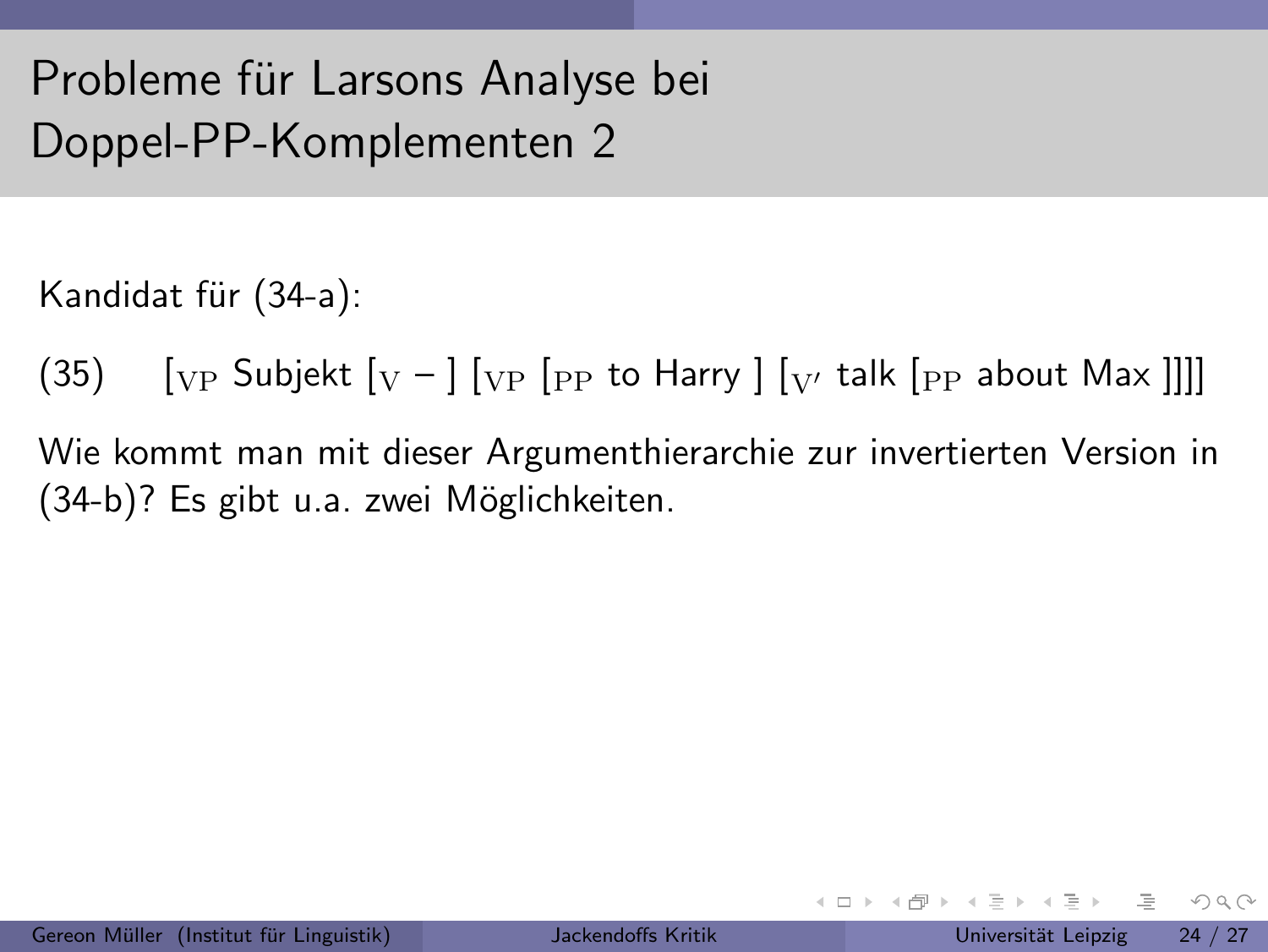# Probleme für Larsons Analyse bei Doppel-PP-Komplementen 2

Kandidat für (34-a):

(35) $[_{\text{VP}}$ Subjekt $[_{\text{V}}$ – $]$ $[_{\text{VP}}$ $[_{\text{PP}}$ to Harry $]$ $[_{\text{V}'}$ talk $[_{\text{PP}}$ about Max $]]]]$

Wie kommt man mit dieser Argumenthierarchie zur invertierten Version in (34-b)? Es gibt u.a. zwei Möglichkeiten.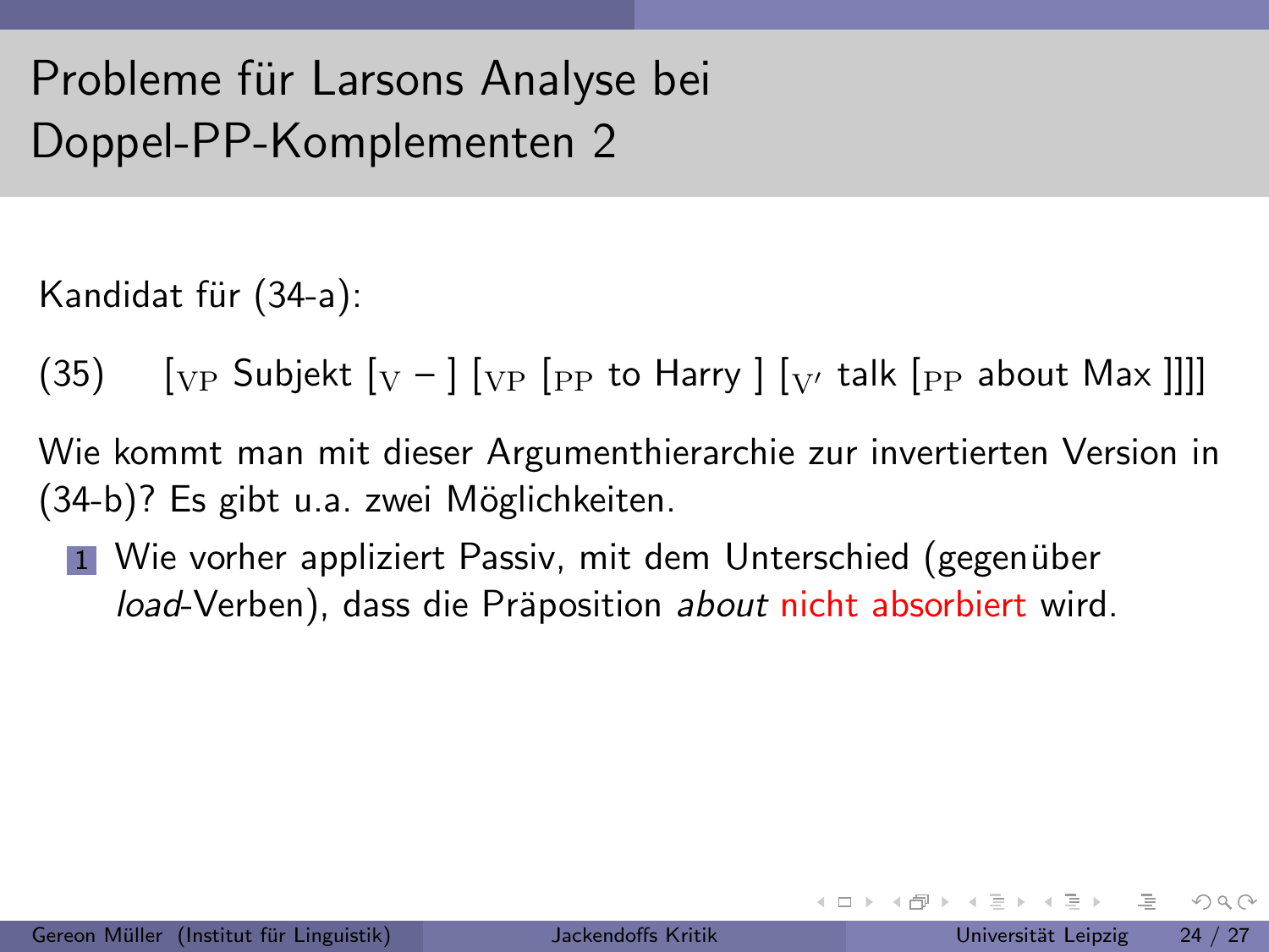# Probleme für Larsons Analyse bei Doppel-PP-Komplementen 2

Kandidat für (34-a):

(35) $[_{\text{VP}}$ Subjekt $[_{\text{V}}$ – ] $[_{\text{VP}}$ $[_{\text{PP}}$ to Harry ] $[_{\text{V}'}$ talk $[_{\text{PP}}$ about Max ]]]]

Wie kommt man mit dieser Argumenthierarchie zur invertierten Version in (34-b)? Es gibt u.a. zwei Möglichkeiten.

1. Wie vorher appliziert Passiv, mit dem Unterschied (gegenüber *load*-Verben), dass die Präposition *about* nicht absorbiert wird.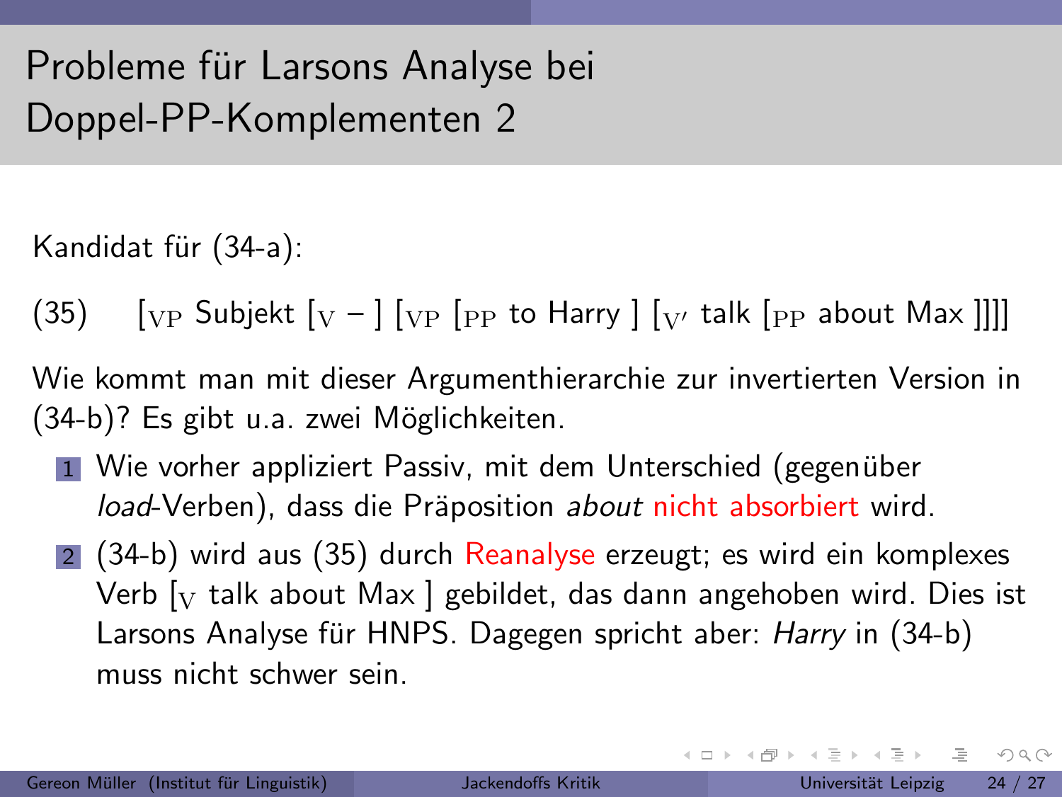# Probleme für Larsons Analyse bei Doppel-PP-Komplementen 2

Kandidat für (34-a):

(35) $[_{\text{VP}}$ Subjekt $[_{\text{V}}$ – ] $[_{\text{VP}}$ $[_{\text{PP}}$ to Harry ] $[_{\text{V}'}$ talk $[_{\text{PP}}$ about Max ]]]]

Wie kommt man mit dieser Argumenthierarchie zur invertierten Version in (34-b)? Es gibt u.a. zwei Möglichkeiten.

1. Wie vorher appliziert Passiv, mit dem Unterschied (gegenüber *load*-Verben), dass die Präposition *about* nicht absorbiert wird.
2. (34-b) wird aus (35) durch Reanalyse erzeugt; es wird ein komplexes Verb $[_{\text{V}}$ talk about Max ] gebildet, das dann angehoben wird. Dies ist Larsons Analyse für HNPS. Dagegen spricht aber: *Harry* in (34-b) muss nicht schwer sein.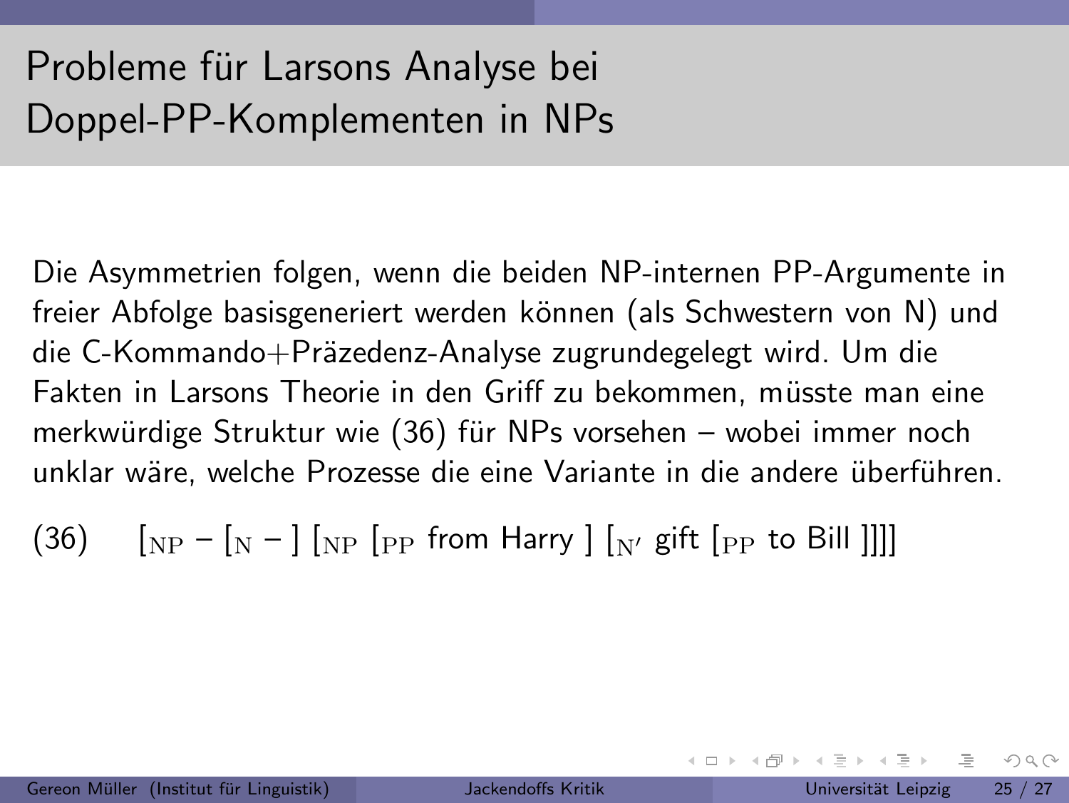# Probleme für Larsons Analyse bei Doppel-PP-Komplementen in NPs

Die Asymmetrien folgen, wenn die beiden NP-internen PP-Argumente in freier Abfolge basisgeneriert werden können (als Schwestern von N) und die C-Kommando+Präzedenz-Analyse zugrundegelegt wird. Um die Fakten in Larsons Theorie in den Griff zu bekommen, müsste man eine merkwürdige Struktur wie (36) für NPs vorsehen – wobei immer noch unklar wäre, welche Prozesse die eine Variante in die andere überführen.

(36) $[_{\text{NP}}$ – $[_{\text{N}}$ – $]$ $[_{\text{NP}}$ $[_{\text{PP}}$ from Harry $]$ $[_{\text{N}'}$ gift $[_{\text{PP}}$ to Bill $]]]]$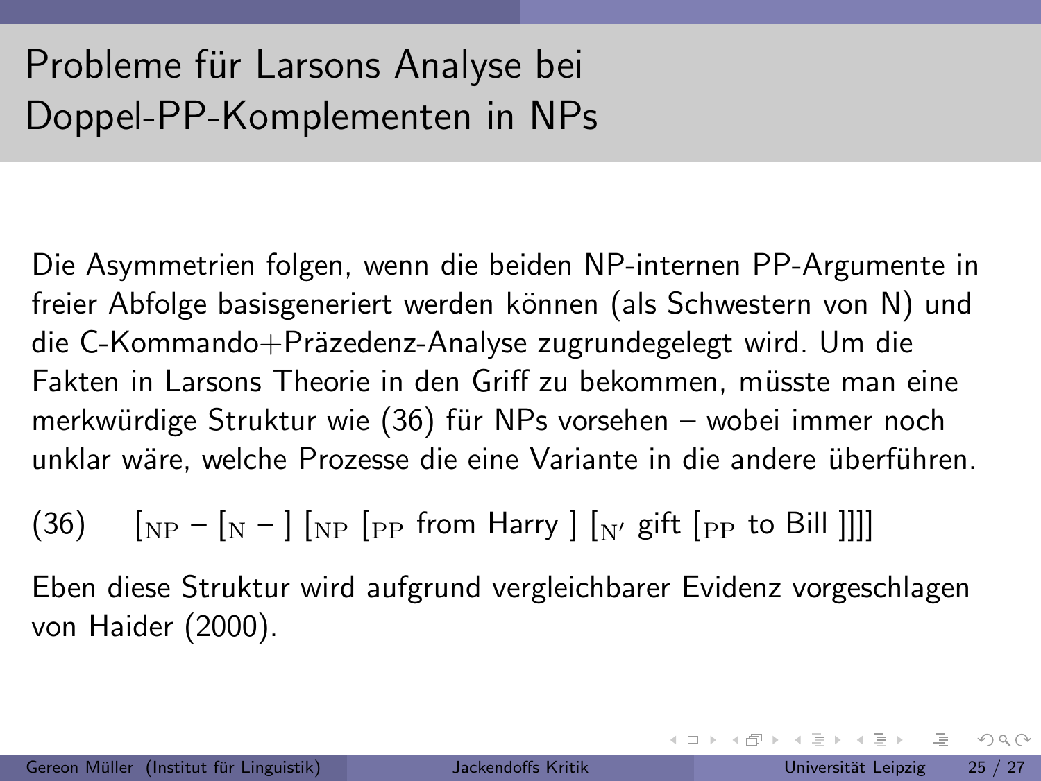# Probleme für Larsons Analyse bei Doppel-PP-Komplementen in NPs

Die Asymmetrien folgen, wenn die beiden NP-internen PP-Argumente in freier Abfolge basisgeneriert werden können (als Schwestern von N) und die C-Kommando+Präzedenz-Analyse zugrundegelegt wird. Um die Fakten in Larsons Theorie in den Griff zu bekommen, müsste man eine merkwürdige Struktur wie (36) für NPs vorsehen – wobei immer noch unklar wäre, welche Prozesse die eine Variante in die andere überführen.

(36) $[_{\text{NP}}$ – $[_{\text{N}}$ – ] $[_{\text{NP}}$ $[_{\text{PP}}$ from Harry ] $[_{\text{N}'}$ gift $[_{\text{PP}}$ to Bill ]]]]

Eben diese Struktur wird aufgrund vergleichbarer Evidenz vorgeschlagen von Haider (2000).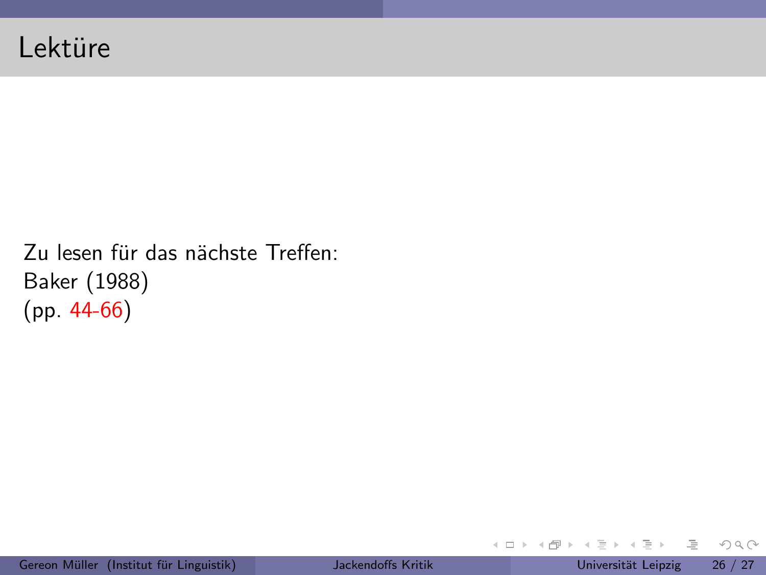# Lektüre

Zu lesen für das nächste Treffen:
Baker (1988)
(pp. 44-66)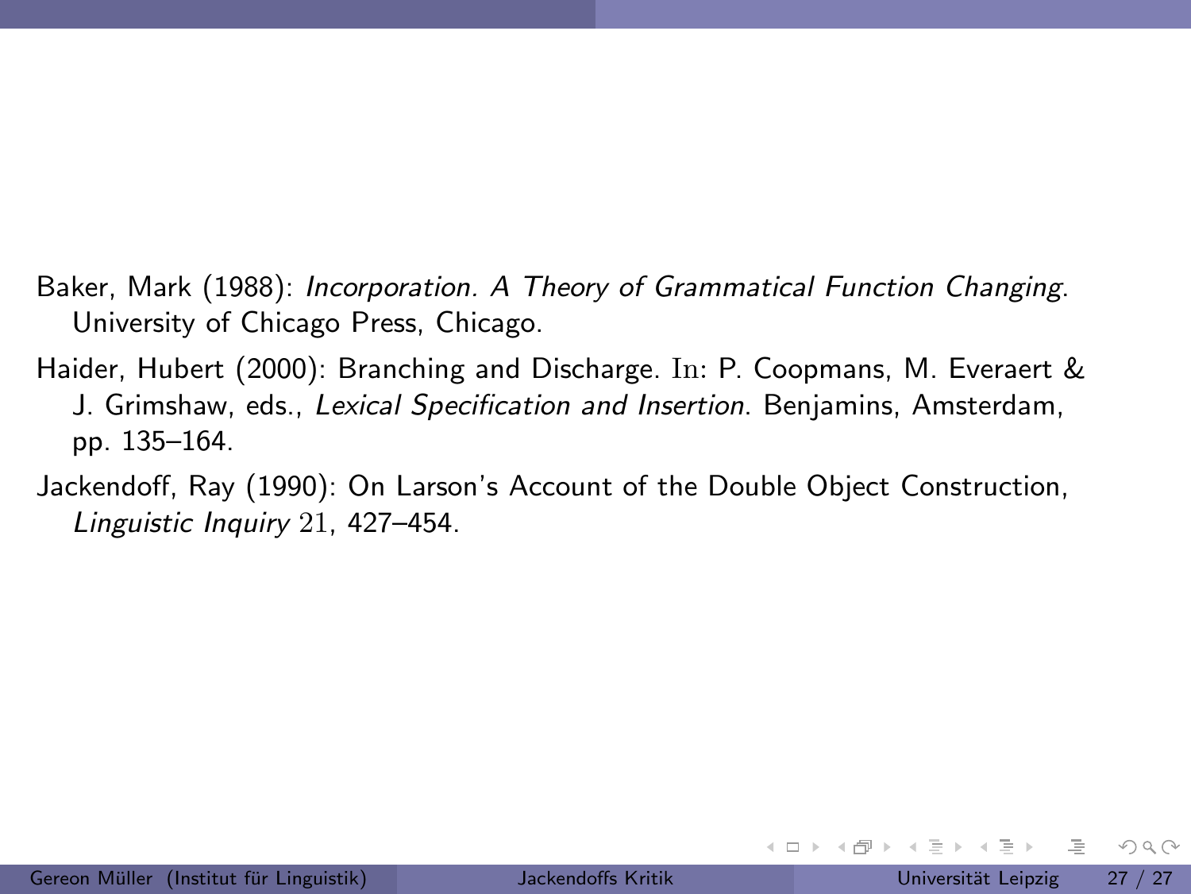Baker, Mark (1988): *Incorporation. A Theory of Grammatical Function Changing*. University of Chicago Press, Chicago.

Haider, Hubert (2000): Branching and Discharge. In: P. Coopmans, M. Everaert & J. Grimshaw, eds., *Lexical Specification and Insertion*. Benjamins, Amsterdam, pp. 135–164.

Jackendoff, Ray (1990): On Larson's Account of the Double Object Construction, *Linguistic Inquiry* 21, 427–454.